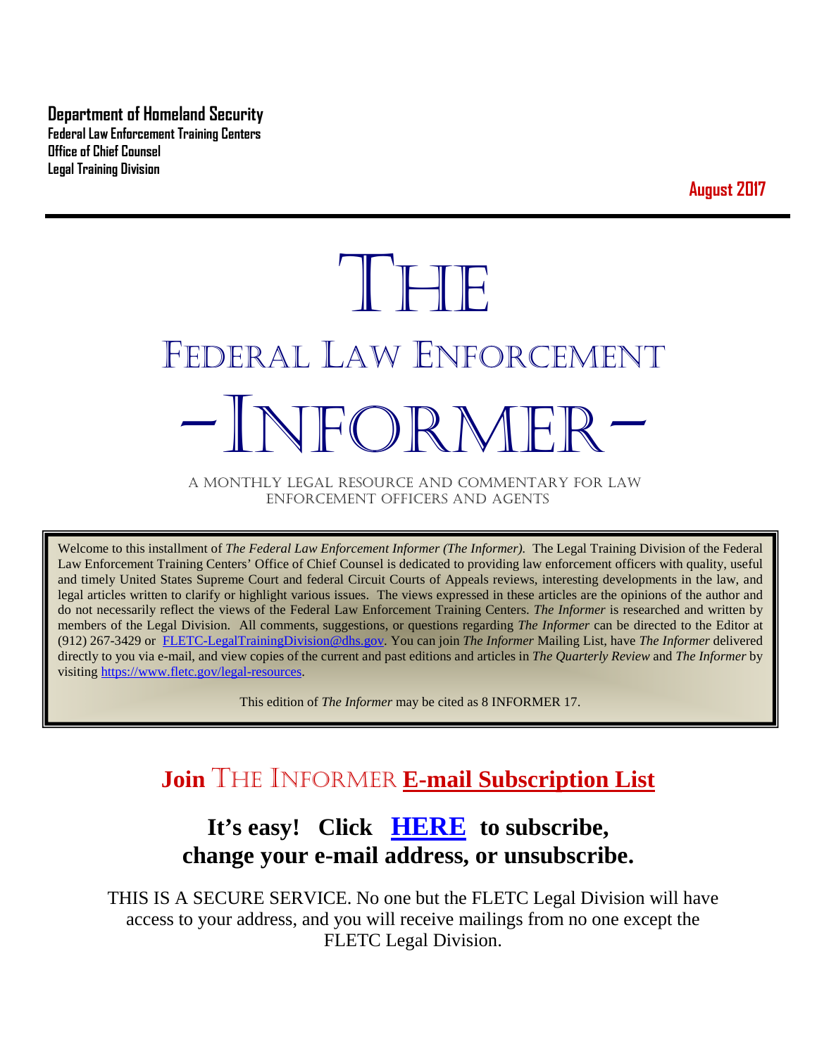**Department of Homeland Security**
**Federal Law Enforcement Training Centers**
**Office of Chief Counsel**
**Legal Training Division**

**August 2017**

# THE
# FEDERAL LAW ENFORCEMENT
# -INFORMER-

A MONTHLY LEGAL RESOURCE AND COMMENTARY FOR LAW ENFORCEMENT OFFICERS AND AGENTS

Welcome to this installment of *The Federal Law Enforcement Informer (The Informer).* The Legal Training Division of the Federal Law Enforcement Training Centers' Office of Chief Counsel is dedicated to providing law enforcement officers with quality, useful and timely United States Supreme Court and federal Circuit Courts of Appeals reviews, interesting developments in the law, and legal articles written to clarify or highlight various issues. The views expressed in these articles are the opinions of the author and do not necessarily reflect the views of the Federal Law Enforcement Training Centers. *The Informer* is researched and written by members of the Legal Division. All comments, suggestions, or questions regarding *The Informer* can be directed to the Editor at (912) 267-3429 or FLETC-LegalTrainingDivision@dhs.gov. You can join *The Informer* Mailing List, have *The Informer* delivered directly to you via e-mail, and view copies of the current and past editions and articles in *The Quarterly Review* and *The Informer* by visiting https://www.fletc.gov/legal-resources.

This edition of *The Informer* may be cited as 8 INFORMER 17.

## Join THE INFORMER E-mail Subscription List

### It's easy! Click HERE to subscribe, change your e-mail address, or unsubscribe.

THIS IS A SECURE SERVICE. No one but the FLETC Legal Division will have access to your address, and you will receive mailings from no one except the FLETC Legal Division.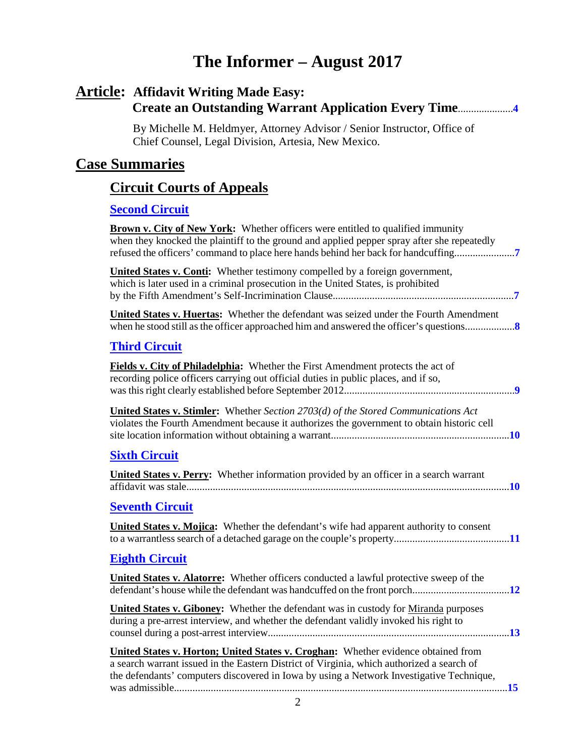# The Informer – August 2017

## **Article:** Affidavit Writing Made Easy: Create an Outstanding Warrant Application Every Time....................4

By Michelle M. Heldmyer, Attorney Advisor / Senior Instructor, Office of Chief Counsel, Legal Division, Artesia, New Mexico.

## Case Summaries

### Circuit Courts of Appeals

#### Second Circuit

**Brown v. City of New York:** Whether officers were entitled to qualified immunity when they knocked the plaintiff to the ground and applied pepper spray after she repeatedly refused the officers' command to place here hands behind her back for handcuffing......................7

**United States v. Conti:** Whether testimony compelled by a foreign government, which is later used in a criminal prosecution in the United States, is prohibited by the Fifth Amendment's Self-Incrimination Clause....................................................................7

**United States v. Huertas:** Whether the defendant was seized under the Fourth Amendment when he stood still as the officer approached him and answered the officer's questions..................8

#### Third Circuit

**Fields v. City of Philadelphia:** Whether the First Amendment protects the act of recording police officers carrying out official duties in public places, and if so, was this right clearly established before September 2012................................................................9

**United States v. Stimler:** Whether *Section 2703(d) of the Stored Communications Act* violates the Fourth Amendment because it authorizes the government to obtain historic cell site location information without obtaining a warrant...................................................................10

#### Sixth Circuit

**United States v. Perry:** Whether information provided by an officer in a search warrant affidavit was stale.........................................................................................................................10

#### Seventh Circuit

**United States v. Mojica:** Whether the defendant's wife had apparent authority to consent to a warrantless search of a detached garage on the couple's property...........................................11

#### Eighth Circuit

**United States v. Alatorre:** Whether officers conducted a lawful protective sweep of the defendant's house while the defendant was handcuffed on the front porch....................................12

**United States v. Giboney:** Whether the defendant was in custody for Miranda purposes during a pre-arrest interview, and whether the defendant validly invoked his right to counsel during a post-arrest interview...........................................................................................13

**United States v. Horton; United States v. Croghan:** Whether evidence obtained from a search warrant issued in the Eastern District of Virginia, which authorized a search of the defendants' computers discovered in Iowa by using a Network Investigative Technique, was admissible.............................................................................................................................15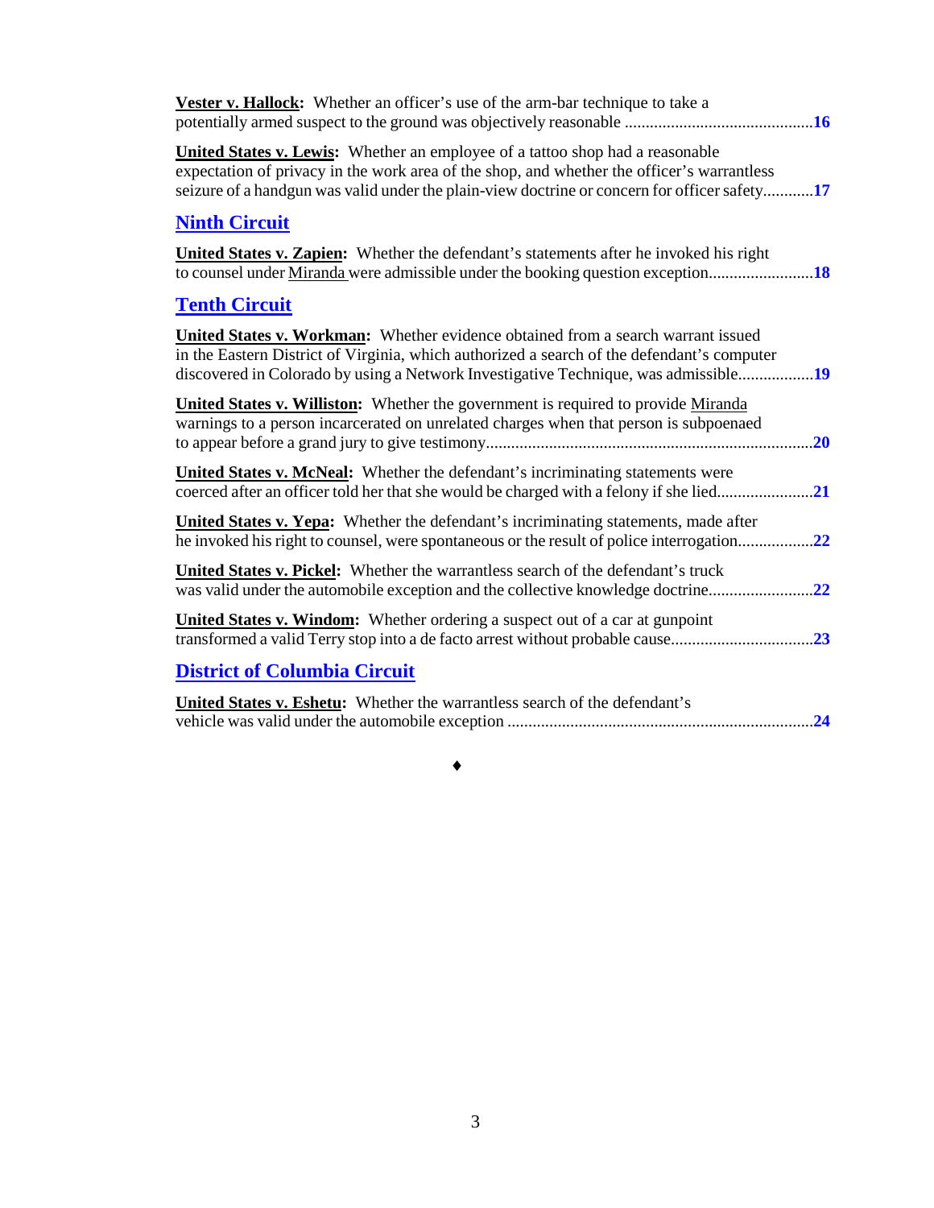**Vester v. Hallock:** Whether an officer's use of the arm-bar technique to take a potentially armed suspect to the ground was objectively reasonable ............................................ **16**

**United States v. Lewis:** Whether an employee of a tattoo shop had a reasonable expectation of privacy in the work area of the shop, and whether the officer's warrantless seizure of a handgun was valid under the plain-view doctrine or concern for officer safety............ **17**

## Ninth Circuit

**United States v. Zapien:** Whether the defendant's statements after he invoked his right to counsel under Miranda were admissible under the booking question exception......................... **18**

## Tenth Circuit

**United States v. Workman:** Whether evidence obtained from a search warrant issued in the Eastern District of Virginia, which authorized a search of the defendant's computer discovered in Colorado by using a Network Investigative Technique, was admissible.................. **19**

**United States v. Williston:** Whether the government is required to provide Miranda warnings to a person incarcerated on unrelated charges when that person is subpoenaed to appear before a grand jury to give testimony............................................................................. **20**

**United States v. McNeal:** Whether the defendant's incriminating statements were coerced after an officer told her that she would be charged with a felony if she lied....................... **21**

**United States v. Yepa:** Whether the defendant's incriminating statements, made after he invoked his right to counsel, were spontaneous or the result of police interrogation.................. **22**

**United States v. Pickel:** Whether the warrantless search of the defendant's truck was valid under the automobile exception and the collective knowledge doctrine......................... **22**

**United States v. Windom:** Whether ordering a suspect out of a car at gunpoint transformed a valid Terry stop into a de facto arrest without probable cause................................. **23**

## District of Columbia Circuit

**United States v. Eshetu:** Whether the warrantless search of the defendant's vehicle was valid under the automobile exception ........................................................................ **24**

♦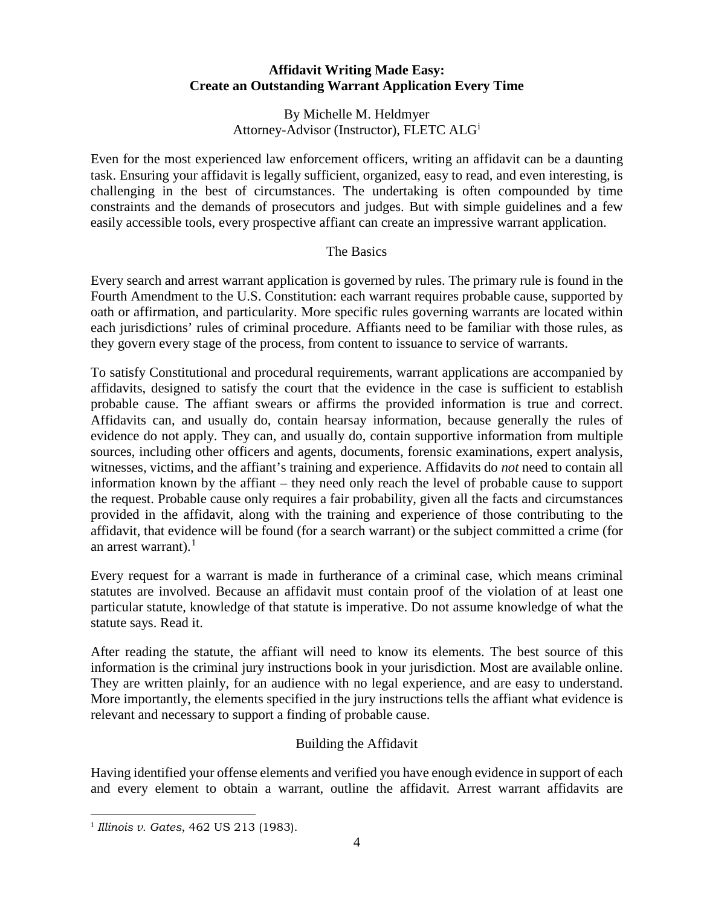**Affidavit Writing Made Easy:**
**Create an Outstanding Warrant Application Every Time**

By Michelle M. Heldmyer
Attorney-Advisor (Instructor), FLETC ALG[i]

Even for the most experienced law enforcement officers, writing an affidavit can be a daunting task. Ensuring your affidavit is legally sufficient, organized, easy to read, and even interesting, is challenging in the best of circumstances. The undertaking is often compounded by time constraints and the demands of prosecutors and judges. But with simple guidelines and a few easily accessible tools, every prospective affiant can create an impressive warrant application.

The Basics

Every search and arrest warrant application is governed by rules. The primary rule is found in the Fourth Amendment to the U.S. Constitution: each warrant requires probable cause, supported by oath or affirmation, and particularity. More specific rules governing warrants are located within each jurisdictions' rules of criminal procedure. Affiants need to be familiar with those rules, as they govern every stage of the process, from content to issuance to service of warrants.

To satisfy Constitutional and procedural requirements, warrant applications are accompanied by affidavits, designed to satisfy the court that the evidence in the case is sufficient to establish probable cause. The affiant swears or affirms the provided information is true and correct. Affidavits can, and usually do, contain hearsay information, because generally the rules of evidence do not apply. They can, and usually do, contain supportive information from multiple sources, including other officers and agents, documents, forensic examinations, expert analysis, witnesses, victims, and the affiant's training and experience. Affidavits do *not* need to contain all information known by the affiant – they need only reach the level of probable cause to support the request. Probable cause only requires a fair probability, given all the facts and circumstances provided in the affidavit, along with the training and experience of those contributing to the affidavit, that evidence will be found (for a search warrant) or the subject committed a crime (for an arrest warrant).[1]

Every request for a warrant is made in furtherance of a criminal case, which means criminal statutes are involved. Because an affidavit must contain proof of the violation of at least one particular statute, knowledge of that statute is imperative. Do not assume knowledge of what the statute says. Read it.

After reading the statute, the affiant will need to know its elements. The best source of this information is the criminal jury instructions book in your jurisdiction. Most are available online. They are written plainly, for an audience with no legal experience, and are easy to understand. More importantly, the elements specified in the jury instructions tells the affiant what evidence is relevant and necessary to support a finding of probable cause.

Building the Affidavit

Having identified your offense elements and verified you have enough evidence in support of each and every element to obtain a warrant, outline the affidavit. Arrest warrant affidavits are

---

[1] *Illinois v. Gates*, 462 US 213 (1983).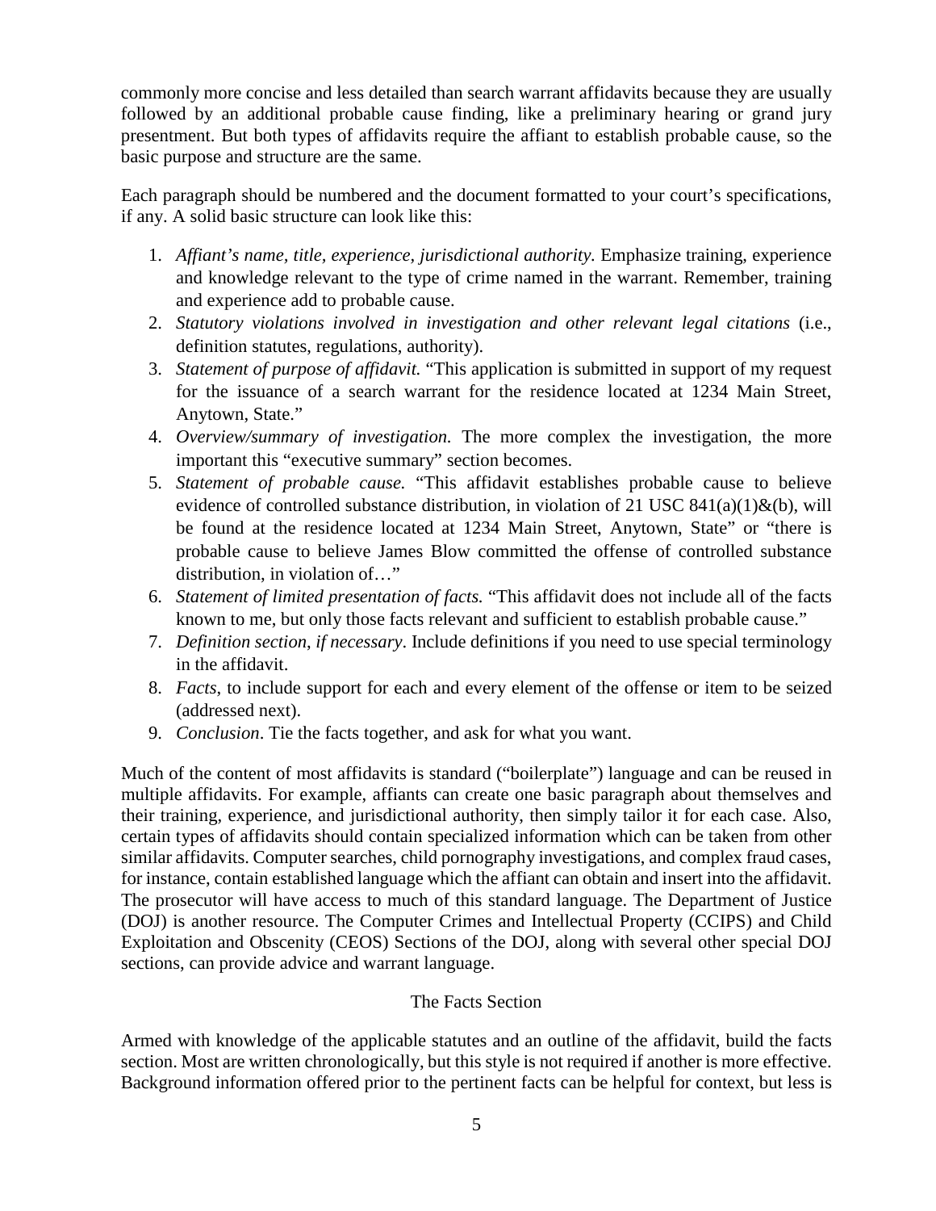commonly more concise and less detailed than search warrant affidavits because they are usually followed by an additional probable cause finding, like a preliminary hearing or grand jury presentment. But both types of affidavits require the affiant to establish probable cause, so the basic purpose and structure are the same.

Each paragraph should be numbered and the document formatted to your court's specifications, if any. A solid basic structure can look like this:

1. *Affiant's name, title, experience, jurisdictional authority.* Emphasize training, experience and knowledge relevant to the type of crime named in the warrant. Remember, training and experience add to probable cause.
2. *Statutory violations involved in investigation and other relevant legal citations* (i.e., definition statutes, regulations, authority).
3. *Statement of purpose of affidavit.* "This application is submitted in support of my request for the issuance of a search warrant for the residence located at 1234 Main Street, Anytown, State."
4. *Overview/summary of investigation.* The more complex the investigation, the more important this "executive summary" section becomes.
5. *Statement of probable cause.* "This affidavit establishes probable cause to believe evidence of controlled substance distribution, in violation of 21 USC 841(a)(1)&(b), will be found at the residence located at 1234 Main Street, Anytown, State" or "there is probable cause to believe James Blow committed the offense of controlled substance distribution, in violation of…"
6. *Statement of limited presentation of facts.* "This affidavit does not include all of the facts known to me, but only those facts relevant and sufficient to establish probable cause."
7. *Definition section, if necessary*. Include definitions if you need to use special terminology in the affidavit.
8. *Facts*, to include support for each and every element of the offense or item to be seized (addressed next).
9. *Conclusion*. Tie the facts together, and ask for what you want.

Much of the content of most affidavits is standard ("boilerplate") language and can be reused in multiple affidavits. For example, affiants can create one basic paragraph about themselves and their training, experience, and jurisdictional authority, then simply tailor it for each case. Also, certain types of affidavits should contain specialized information which can be taken from other similar affidavits. Computer searches, child pornography investigations, and complex fraud cases, for instance, contain established language which the affiant can obtain and insert into the affidavit. The prosecutor will have access to much of this standard language. The Department of Justice (DOJ) is another resource. The Computer Crimes and Intellectual Property (CCIPS) and Child Exploitation and Obscenity (CEOS) Sections of the DOJ, along with several other special DOJ sections, can provide advice and warrant language.

## The Facts Section

Armed with knowledge of the applicable statutes and an outline of the affidavit, build the facts section. Most are written chronologically, but this style is not required if another is more effective. Background information offered prior to the pertinent facts can be helpful for context, but less is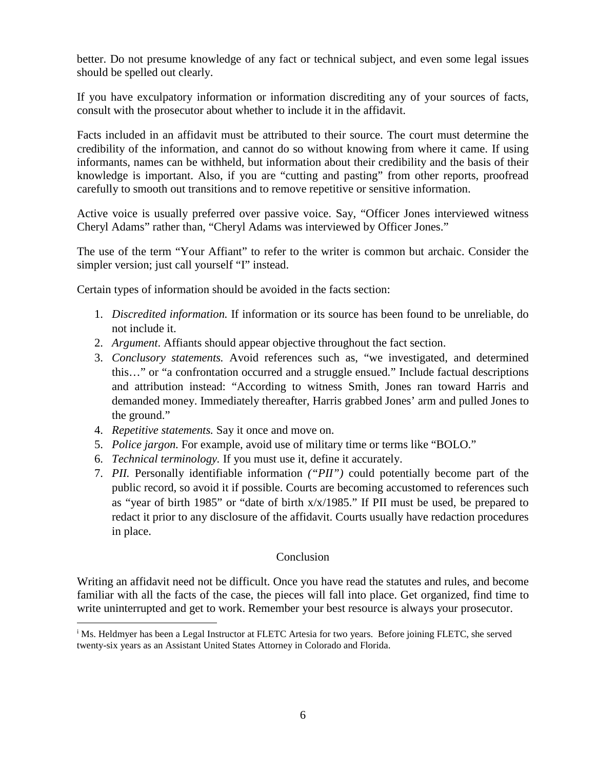better. Do not presume knowledge of any fact or technical subject, and even some legal issues should be spelled out clearly.

If you have exculpatory information or information discrediting any of your sources of facts, consult with the prosecutor about whether to include it in the affidavit.

Facts included in an affidavit must be attributed to their source. The court must determine the credibility of the information, and cannot do so without knowing from where it came. If using informants, names can be withheld, but information about their credibility and the basis of their knowledge is important. Also, if you are "cutting and pasting" from other reports, proofread carefully to smooth out transitions and to remove repetitive or sensitive information.

Active voice is usually preferred over passive voice. Say, "Officer Jones interviewed witness Cheryl Adams" rather than, "Cheryl Adams was interviewed by Officer Jones."

The use of the term "Your Affiant" to refer to the writer is common but archaic. Consider the simpler version; just call yourself "I" instead.

Certain types of information should be avoided in the facts section:

1. *Discredited information.* If information or its source has been found to be unreliable, do not include it.
2. *Argument*. Affiants should appear objective throughout the fact section.
3. *Conclusory statements.* Avoid references such as, "we investigated, and determined this…" or "a confrontation occurred and a struggle ensued." Include factual descriptions and attribution instead: "According to witness Smith, Jones ran toward Harris and demanded money. Immediately thereafter, Harris grabbed Jones' arm and pulled Jones to the ground."
4. *Repetitive statements.* Say it once and move on.
5. *Police jargon.* For example, avoid use of military time or terms like "BOLO."
6. *Technical terminology.* If you must use it, define it accurately.
7. *PII.* Personally identifiable information *("PII")* could potentially become part of the public record, so avoid it if possible. Courts are becoming accustomed to references such as "year of birth 1985" or "date of birth x/x/1985." If PII must be used, be prepared to redact it prior to any disclosure of the affidavit. Courts usually have redaction procedures in place.

## Conclusion

Writing an affidavit need not be difficult. Once you have read the statutes and rules, and become familiar with all the facts of the case, the pieces will fall into place. Get organized, find time to write uninterrupted and get to work. Remember your best resource is always your prosecutor.

---

[i] Ms. Heldmyer has been a Legal Instructor at FLETC Artesia for two years. Before joining FLETC, she served twenty-six years as an Assistant United States Attorney in Colorado and Florida.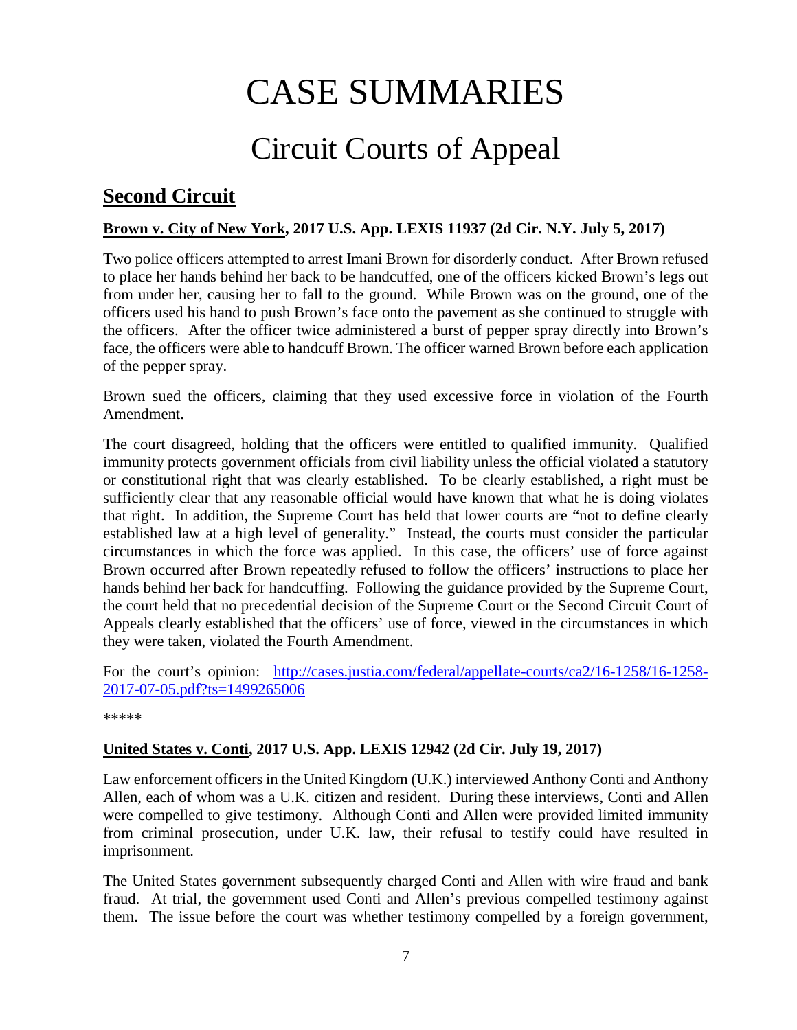# CASE SUMMARIES

## Circuit Courts of Appeal

### Second Circuit

**Brown v. City of New York, 2017 U.S. App. LEXIS 11937 (2d Cir. N.Y. July 5, 2017)**

Two police officers attempted to arrest Imani Brown for disorderly conduct. After Brown refused to place her hands behind her back to be handcuffed, one of the officers kicked Brown's legs out from under her, causing her to fall to the ground. While Brown was on the ground, one of the officers used his hand to push Brown's face onto the pavement as she continued to struggle with the officers. After the officer twice administered a burst of pepper spray directly into Brown's face, the officers were able to handcuff Brown. The officer warned Brown before each application of the pepper spray.

Brown sued the officers, claiming that they used excessive force in violation of the Fourth Amendment.

The court disagreed, holding that the officers were entitled to qualified immunity. Qualified immunity protects government officials from civil liability unless the official violated a statutory or constitutional right that was clearly established. To be clearly established, a right must be sufficiently clear that any reasonable official would have known that what he is doing violates that right. In addition, the Supreme Court has held that lower courts are "not to define clearly established law at a high level of generality." Instead, the courts must consider the particular circumstances in which the force was applied. In this case, the officers' use of force against Brown occurred after Brown repeatedly refused to follow the officers' instructions to place her hands behind her back for handcuffing. Following the guidance provided by the Supreme Court, the court held that no precedential decision of the Supreme Court or the Second Circuit Court of Appeals clearly established that the officers' use of force, viewed in the circumstances in which they were taken, violated the Fourth Amendment.

For the court's opinion: [http://cases.justia.com/federal/appellate-courts/ca2/16-1258/16-1258-2017-07-05.pdf?ts=1499265006](http://cases.justia.com/federal/appellate-courts/ca2/16-1258/16-1258-2017-07-05.pdf?ts=1499265006)

*****

**United States v. Conti, 2017 U.S. App. LEXIS 12942 (2d Cir. July 19, 2017)**

Law enforcement officers in the United Kingdom (U.K.) interviewed Anthony Conti and Anthony Allen, each of whom was a U.K. citizen and resident. During these interviews, Conti and Allen were compelled to give testimony. Although Conti and Allen were provided limited immunity from criminal prosecution, under U.K. law, their refusal to testify could have resulted in imprisonment.

The United States government subsequently charged Conti and Allen with wire fraud and bank fraud. At trial, the government used Conti and Allen's previous compelled testimony against them. The issue before the court was whether testimony compelled by a foreign government,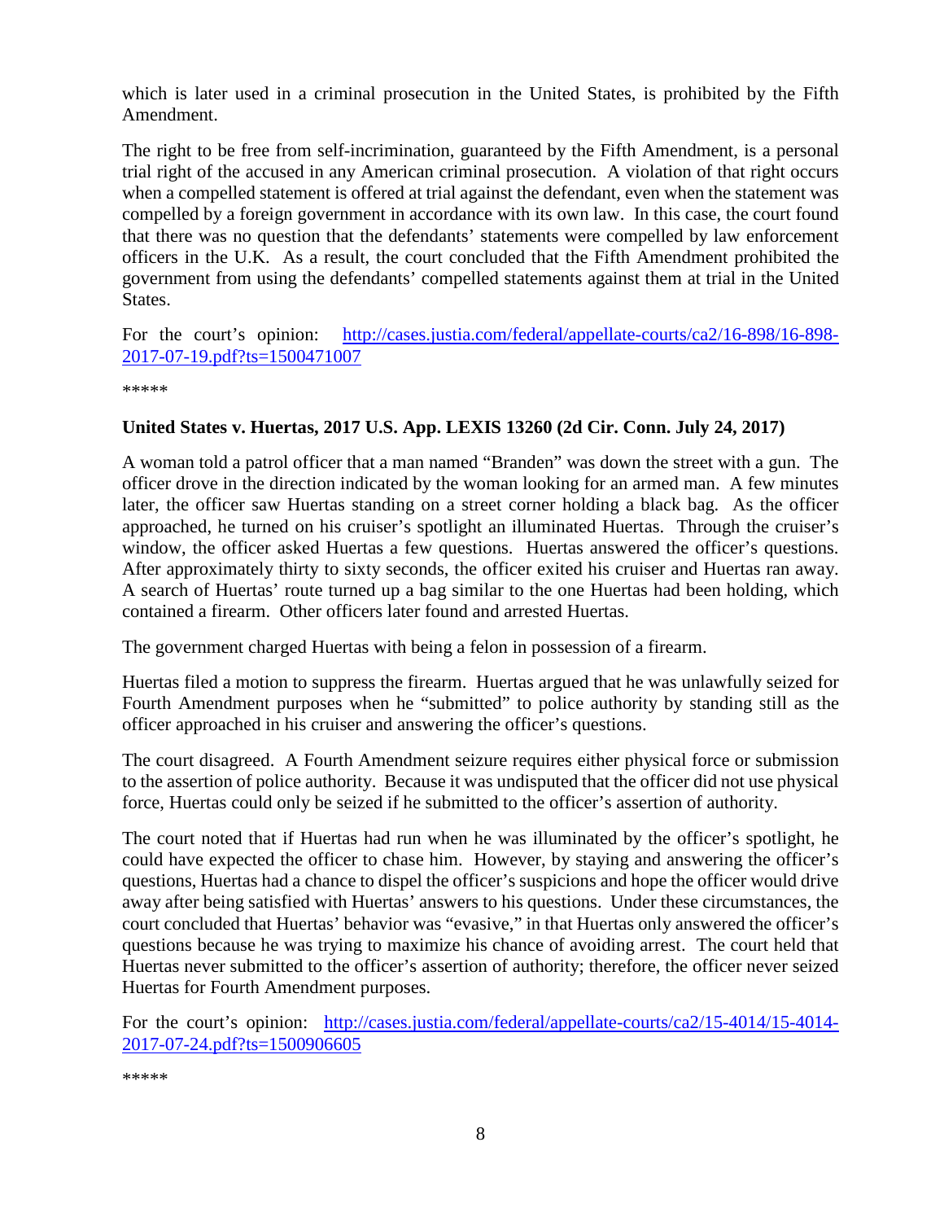which is later used in a criminal prosecution in the United States, is prohibited by the Fifth Amendment.

The right to be free from self-incrimination, guaranteed by the Fifth Amendment, is a personal trial right of the accused in any American criminal prosecution. A violation of that right occurs when a compelled statement is offered at trial against the defendant, even when the statement was compelled by a foreign government in accordance with its own law. In this case, the court found that there was no question that the defendants' statements were compelled by law enforcement officers in the U.K. As a result, the court concluded that the Fifth Amendment prohibited the government from using the defendants' compelled statements against them at trial in the United States.

For the court's opinion: [http://cases.justia.com/federal/appellate-courts/ca2/16-898/16-898-2017-07-19.pdf?ts=1500471007](http://cases.justia.com/federal/appellate-courts/ca2/16-898/16-898-2017-07-19.pdf?ts=1500471007)

*****

**United States v. Huertas, 2017 U.S. App. LEXIS 13260 (2d Cir. Conn. July 24, 2017)**

A woman told a patrol officer that a man named "Branden" was down the street with a gun. The officer drove in the direction indicated by the woman looking for an armed man. A few minutes later, the officer saw Huertas standing on a street corner holding a black bag. As the officer approached, he turned on his cruiser's spotlight an illuminated Huertas. Through the cruiser's window, the officer asked Huertas a few questions. Huertas answered the officer's questions. After approximately thirty to sixty seconds, the officer exited his cruiser and Huertas ran away. A search of Huertas' route turned up a bag similar to the one Huertas had been holding, which contained a firearm. Other officers later found and arrested Huertas.

The government charged Huertas with being a felon in possession of a firearm.

Huertas filed a motion to suppress the firearm. Huertas argued that he was unlawfully seized for Fourth Amendment purposes when he "submitted" to police authority by standing still as the officer approached in his cruiser and answering the officer's questions.

The court disagreed. A Fourth Amendment seizure requires either physical force or submission to the assertion of police authority. Because it was undisputed that the officer did not use physical force, Huertas could only be seized if he submitted to the officer's assertion of authority.

The court noted that if Huertas had run when he was illuminated by the officer's spotlight, he could have expected the officer to chase him. However, by staying and answering the officer's questions, Huertas had a chance to dispel the officer's suspicions and hope the officer would drive away after being satisfied with Huertas' answers to his questions. Under these circumstances, the court concluded that Huertas' behavior was "evasive," in that Huertas only answered the officer's questions because he was trying to maximize his chance of avoiding arrest. The court held that Huertas never submitted to the officer's assertion of authority; therefore, the officer never seized Huertas for Fourth Amendment purposes.

For the court's opinion: [http://cases.justia.com/federal/appellate-courts/ca2/15-4014/15-4014-2017-07-24.pdf?ts=1500906605](http://cases.justia.com/federal/appellate-courts/ca2/15-4014/15-4014-2017-07-24.pdf?ts=1500906605)

*****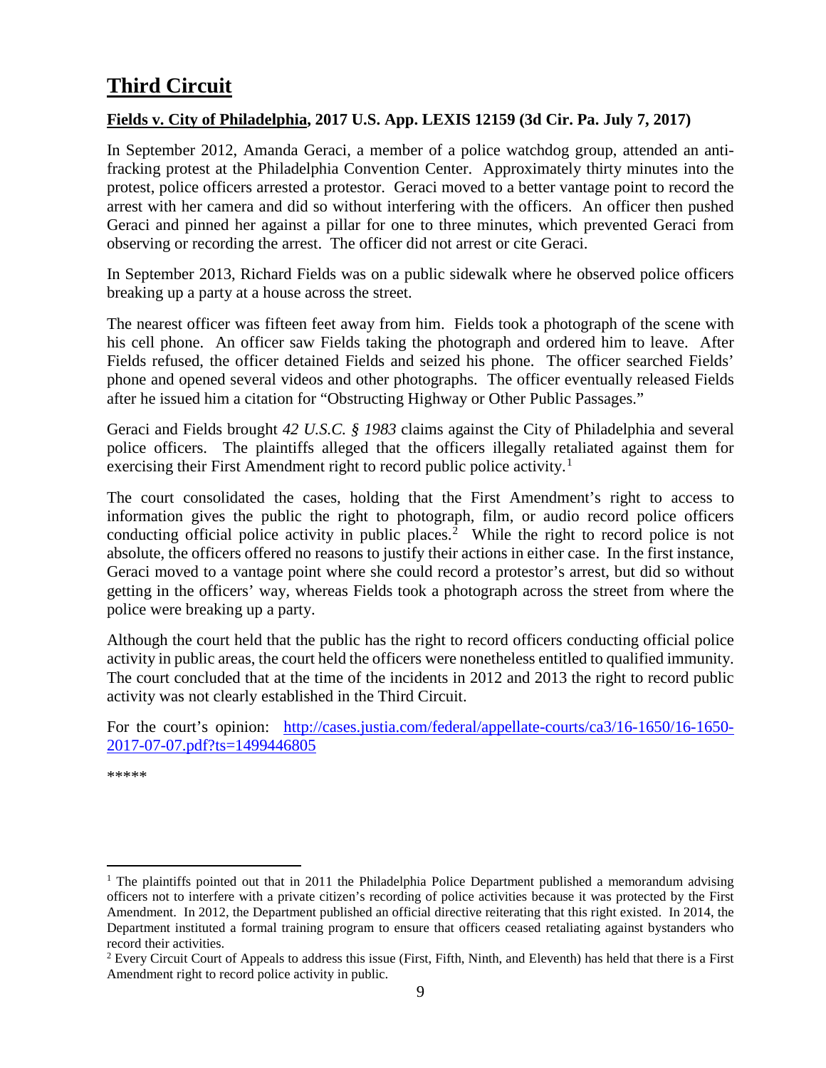## Third Circuit

**Fields v. City of Philadelphia, 2017 U.S. App. LEXIS 12159 (3d Cir. Pa. July 7, 2017)**

In September 2012, Amanda Geraci, a member of a police watchdog group, attended an anti-fracking protest at the Philadelphia Convention Center. Approximately thirty minutes into the protest, police officers arrested a protestor. Geraci moved to a better vantage point to record the arrest with her camera and did so without interfering with the officers. An officer then pushed Geraci and pinned her against a pillar for one to three minutes, which prevented Geraci from observing or recording the arrest. The officer did not arrest or cite Geraci.

In September 2013, Richard Fields was on a public sidewalk where he observed police officers breaking up a party at a house across the street.

The nearest officer was fifteen feet away from him. Fields took a photograph of the scene with his cell phone. An officer saw Fields taking the photograph and ordered him to leave. After Fields refused, the officer detained Fields and seized his phone. The officer searched Fields' phone and opened several videos and other photographs. The officer eventually released Fields after he issued him a citation for "Obstructing Highway or Other Public Passages."

Geraci and Fields brought *42 U.S.C. § 1983* claims against the City of Philadelphia and several police officers. The plaintiffs alleged that the officers illegally retaliated against them for exercising their First Amendment right to record public police activity.[1]

The court consolidated the cases, holding that the First Amendment's right to access to information gives the public the right to photograph, film, or audio record police officers conducting official police activity in public places.[2] While the right to record police is not absolute, the officers offered no reasons to justify their actions in either case. In the first instance, Geraci moved to a vantage point where she could record a protestor's arrest, but did so without getting in the officers' way, whereas Fields took a photograph across the street from where the police were breaking up a party.

Although the court held that the public has the right to record officers conducting official police activity in public areas, the court held the officers were nonetheless entitled to qualified immunity. The court concluded that at the time of the incidents in 2012 and 2013 the right to record public activity was not clearly established in the Third Circuit.

For the court's opinion: [http://cases.justia.com/federal/appellate-courts/ca3/16-1650/16-1650-2017-07-07.pdf?ts=1499446805](http://cases.justia.com/federal/appellate-courts/ca3/16-1650/16-1650-2017-07-07.pdf?ts=1499446805)

*****

---

[1] The plaintiffs pointed out that in 2011 the Philadelphia Police Department published a memorandum advising officers not to interfere with a private citizen's recording of police activities because it was protected by the First Amendment. In 2012, the Department published an official directive reiterating that this right existed. In 2014, the Department instituted a formal training program to ensure that officers ceased retaliating against bystanders who record their activities.

[2] Every Circuit Court of Appeals to address this issue (First, Fifth, Ninth, and Eleventh) has held that there is a First Amendment right to record police activity in public.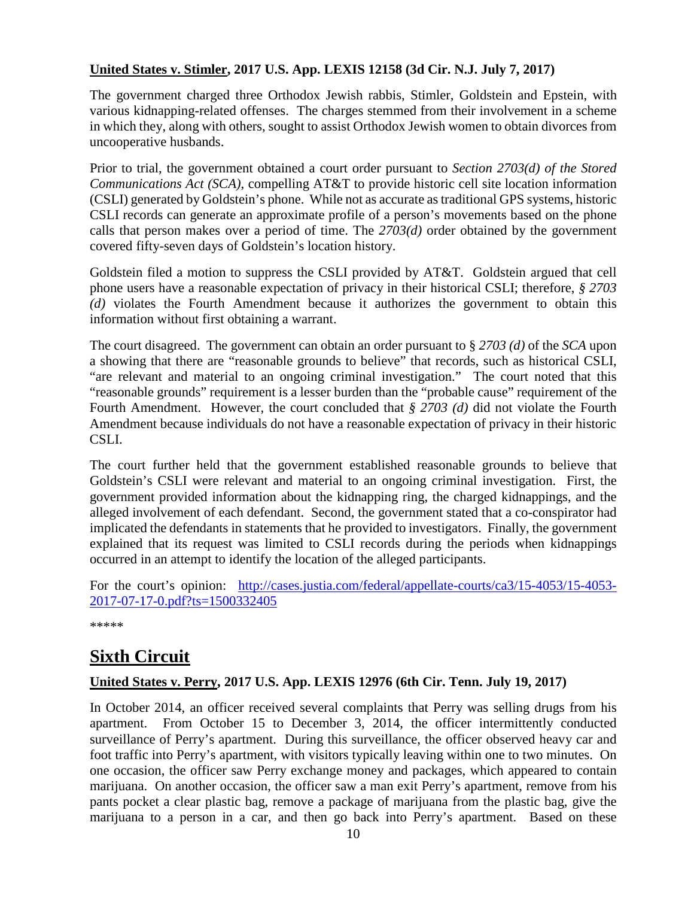**United States v. Stimler, 2017 U.S. App. LEXIS 12158 (3d Cir. N.J. July 7, 2017)**

The government charged three Orthodox Jewish rabbis, Stimler, Goldstein and Epstein, with various kidnapping-related offenses. The charges stemmed from their involvement in a scheme in which they, along with others, sought to assist Orthodox Jewish women to obtain divorces from uncooperative husbands.

Prior to trial, the government obtained a court order pursuant to *Section 2703(d) of the Stored Communications Act (SCA)*, compelling AT&T to provide historic cell site location information (CSLI) generated by Goldstein's phone. While not as accurate as traditional GPS systems, historic CSLI records can generate an approximate profile of a person's movements based on the phone calls that person makes over a period of time. The *2703(d)* order obtained by the government covered fifty-seven days of Goldstein's location history.

Goldstein filed a motion to suppress the CSLI provided by AT&T. Goldstein argued that cell phone users have a reasonable expectation of privacy in their historical CSLI; therefore, *§ 2703 (d)* violates the Fourth Amendment because it authorizes the government to obtain this information without first obtaining a warrant.

The court disagreed. The government can obtain an order pursuant to § *2703 (d)* of the *SCA* upon a showing that there are "reasonable grounds to believe" that records, such as historical CSLI, "are relevant and material to an ongoing criminal investigation." The court noted that this "reasonable grounds" requirement is a lesser burden than the "probable cause" requirement of the Fourth Amendment. However, the court concluded that *§ 2703 (d)* did not violate the Fourth Amendment because individuals do not have a reasonable expectation of privacy in their historic CSLI.

The court further held that the government established reasonable grounds to believe that Goldstein's CSLI were relevant and material to an ongoing criminal investigation. First, the government provided information about the kidnapping ring, the charged kidnappings, and the alleged involvement of each defendant. Second, the government stated that a co-conspirator had implicated the defendants in statements that he provided to investigators. Finally, the government explained that its request was limited to CSLI records during the periods when kidnappings occurred in an attempt to identify the location of the alleged participants.

For the court's opinion: [http://cases.justia.com/federal/appellate-courts/ca3/15-4053/15-4053-2017-07-17-0.pdf?ts=1500332405](http://cases.justia.com/federal/appellate-courts/ca3/15-4053/15-4053-2017-07-17-0.pdf?ts=1500332405)

*****

# Sixth Circuit

**United States v. Perry, 2017 U.S. App. LEXIS 12976 (6th Cir. Tenn. July 19, 2017)**

In October 2014, an officer received several complaints that Perry was selling drugs from his apartment. From October 15 to December 3, 2014, the officer intermittently conducted surveillance of Perry's apartment. During this surveillance, the officer observed heavy car and foot traffic into Perry's apartment, with visitors typically leaving within one to two minutes. On one occasion, the officer saw Perry exchange money and packages, which appeared to contain marijuana. On another occasion, the officer saw a man exit Perry's apartment, remove from his pants pocket a clear plastic bag, remove a package of marijuana from the plastic bag, give the marijuana to a person in a car, and then go back into Perry's apartment. Based on these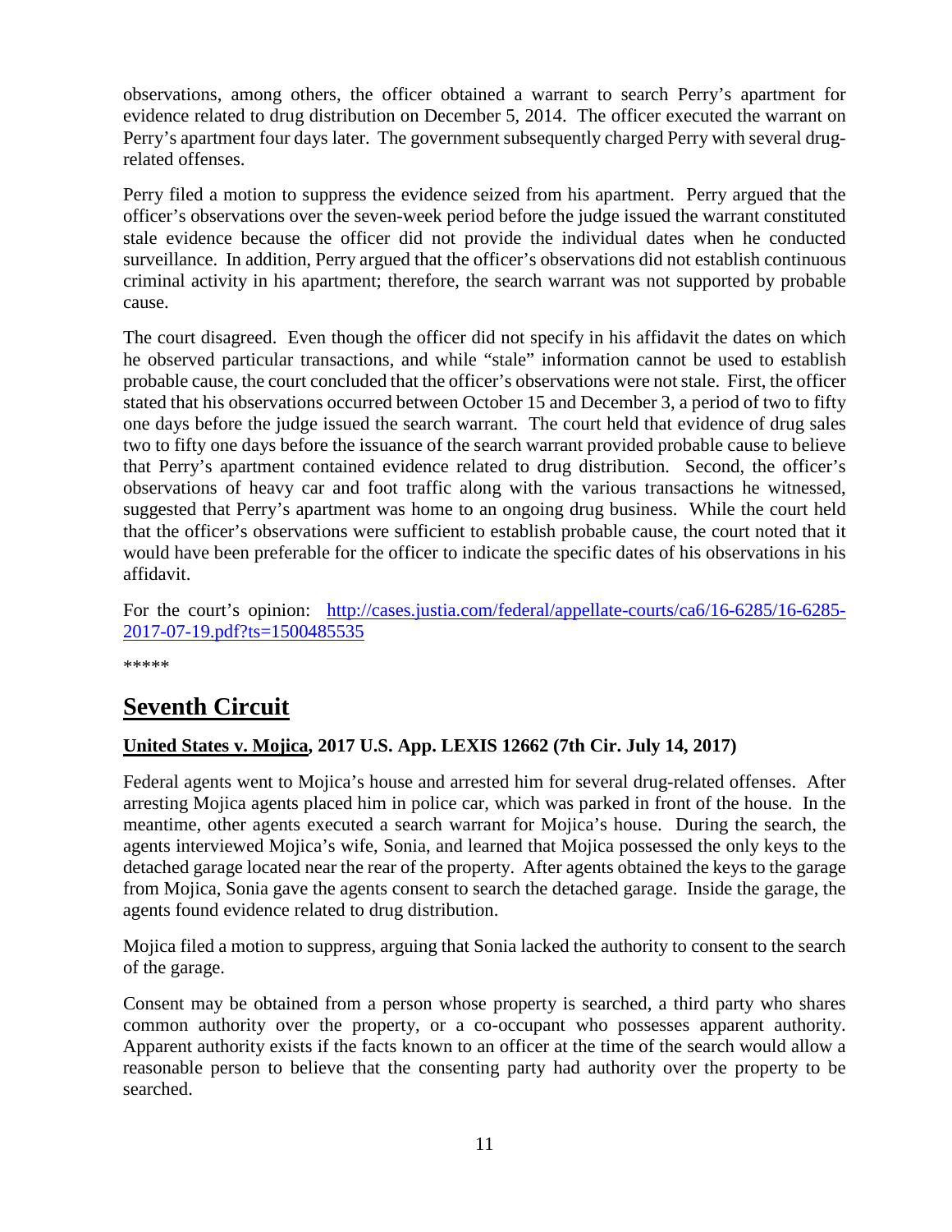observations, among others, the officer obtained a warrant to search Perry's apartment for evidence related to drug distribution on December 5, 2014. The officer executed the warrant on Perry's apartment four days later. The government subsequently charged Perry with several drug-related offenses.

Perry filed a motion to suppress the evidence seized from his apartment. Perry argued that the officer's observations over the seven-week period before the judge issued the warrant constituted stale evidence because the officer did not provide the individual dates when he conducted surveillance. In addition, Perry argued that the officer's observations did not establish continuous criminal activity in his apartment; therefore, the search warrant was not supported by probable cause.

The court disagreed. Even though the officer did not specify in his affidavit the dates on which he observed particular transactions, and while "stale" information cannot be used to establish probable cause, the court concluded that the officer's observations were not stale. First, the officer stated that his observations occurred between October 15 and December 3, a period of two to fifty one days before the judge issued the search warrant. The court held that evidence of drug sales two to fifty one days before the issuance of the search warrant provided probable cause to believe that Perry's apartment contained evidence related to drug distribution. Second, the officer's observations of heavy car and foot traffic along with the various transactions he witnessed, suggested that Perry's apartment was home to an ongoing drug business. While the court held that the officer's observations were sufficient to establish probable cause, the court noted that it would have been preferable for the officer to indicate the specific dates of his observations in his affidavit.

For the court's opinion: [http://cases.justia.com/federal/appellate-courts/ca6/16-6285/16-6285-2017-07-19.pdf?ts=1500485535](http://cases.justia.com/federal/appellate-courts/ca6/16-6285/16-6285-2017-07-19.pdf?ts=1500485535)

*****

# Seventh Circuit

**United States v. Mojica, 2017 U.S. App. LEXIS 12662 (7th Cir. July 14, 2017)**

Federal agents went to Mojica's house and arrested him for several drug-related offenses. After arresting Mojica agents placed him in police car, which was parked in front of the house. In the meantime, other agents executed a search warrant for Mojica's house. During the search, the agents interviewed Mojica's wife, Sonia, and learned that Mojica possessed the only keys to the detached garage located near the rear of the property. After agents obtained the keys to the garage from Mojica, Sonia gave the agents consent to search the detached garage. Inside the garage, the agents found evidence related to drug distribution.

Mojica filed a motion to suppress, arguing that Sonia lacked the authority to consent to the search of the garage.

Consent may be obtained from a person whose property is searched, a third party who shares common authority over the property, or a co-occupant who possesses apparent authority. Apparent authority exists if the facts known to an officer at the time of the search would allow a reasonable person to believe that the consenting party had authority over the property to be searched.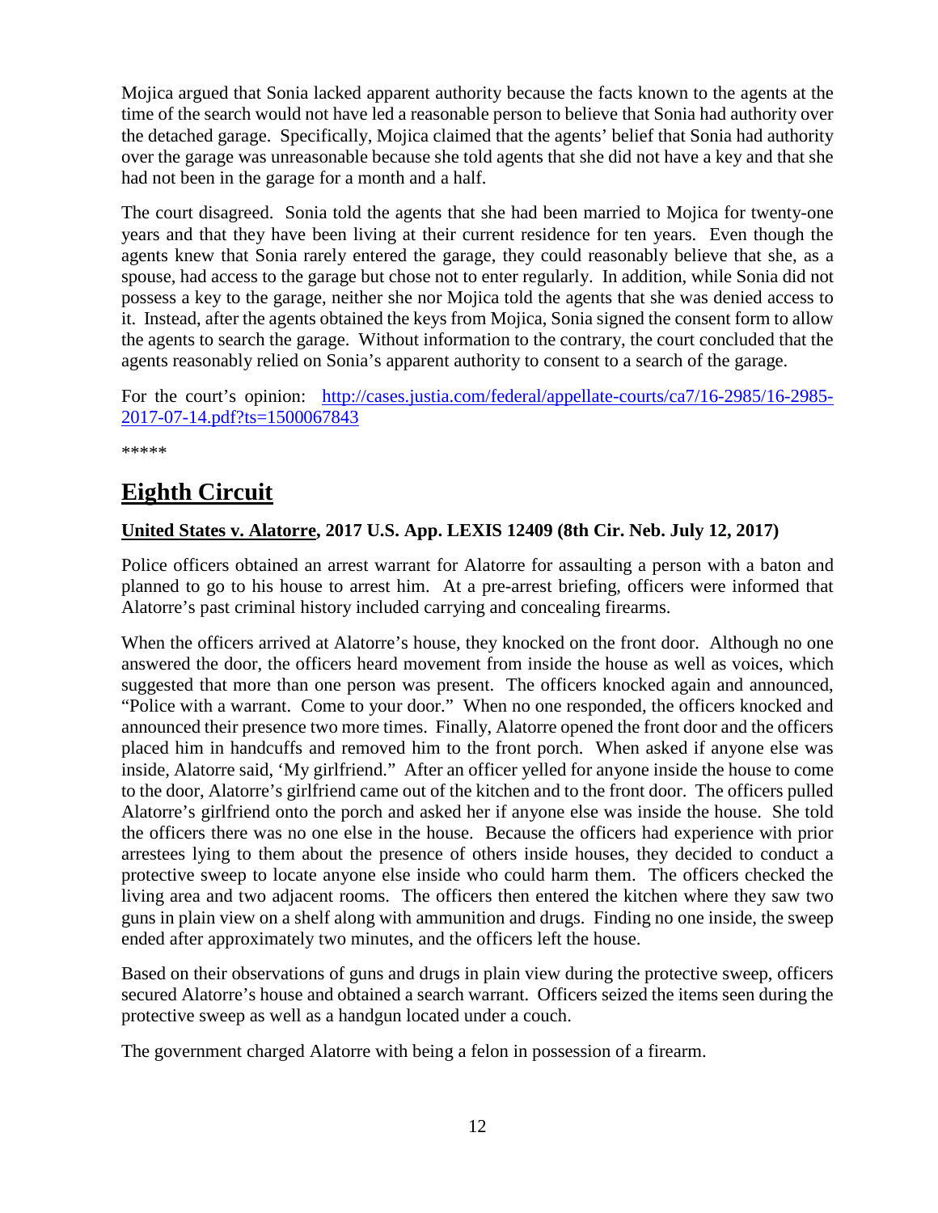Mojica argued that Sonia lacked apparent authority because the facts known to the agents at the time of the search would not have led a reasonable person to believe that Sonia had authority over the detached garage. Specifically, Mojica claimed that the agents' belief that Sonia had authority over the garage was unreasonable because she told agents that she did not have a key and that she had not been in the garage for a month and a half.

The court disagreed. Sonia told the agents that she had been married to Mojica for twenty-one years and that they have been living at their current residence for ten years. Even though the agents knew that Sonia rarely entered the garage, they could reasonably believe that she, as a spouse, had access to the garage but chose not to enter regularly. In addition, while Sonia did not possess a key to the garage, neither she nor Mojica told the agents that she was denied access to it. Instead, after the agents obtained the keys from Mojica, Sonia signed the consent form to allow the agents to search the garage. Without information to the contrary, the court concluded that the agents reasonably relied on Sonia's apparent authority to consent to a search of the garage.

For the court's opinion: [http://cases.justia.com/federal/appellate-courts/ca7/16-2985/16-2985-2017-07-14.pdf?ts=1500067843](http://cases.justia.com/federal/appellate-courts/ca7/16-2985/16-2985-2017-07-14.pdf?ts=1500067843)

*****

# Eighth Circuit

**United States v. Alatorre, 2017 U.S. App. LEXIS 12409 (8th Cir. Neb. July 12, 2017)**

Police officers obtained an arrest warrant for Alatorre for assaulting a person with a baton and planned to go to his house to arrest him. At a pre-arrest briefing, officers were informed that Alatorre's past criminal history included carrying and concealing firearms.

When the officers arrived at Alatorre's house, they knocked on the front door. Although no one answered the door, the officers heard movement from inside the house as well as voices, which suggested that more than one person was present. The officers knocked again and announced, "Police with a warrant. Come to your door." When no one responded, the officers knocked and announced their presence two more times. Finally, Alatorre opened the front door and the officers placed him in handcuffs and removed him to the front porch. When asked if anyone else was inside, Alatorre said, 'My girlfriend." After an officer yelled for anyone inside the house to come to the door, Alatorre's girlfriend came out of the kitchen and to the front door. The officers pulled Alatorre's girlfriend onto the porch and asked her if anyone else was inside the house. She told the officers there was no one else in the house. Because the officers had experience with prior arrestees lying to them about the presence of others inside houses, they decided to conduct a protective sweep to locate anyone else inside who could harm them. The officers checked the living area and two adjacent rooms. The officers then entered the kitchen where they saw two guns in plain view on a shelf along with ammunition and drugs. Finding no one inside, the sweep ended after approximately two minutes, and the officers left the house.

Based on their observations of guns and drugs in plain view during the protective sweep, officers secured Alatorre's house and obtained a search warrant. Officers seized the items seen during the protective sweep as well as a handgun located under a couch.

The government charged Alatorre with being a felon in possession of a firearm.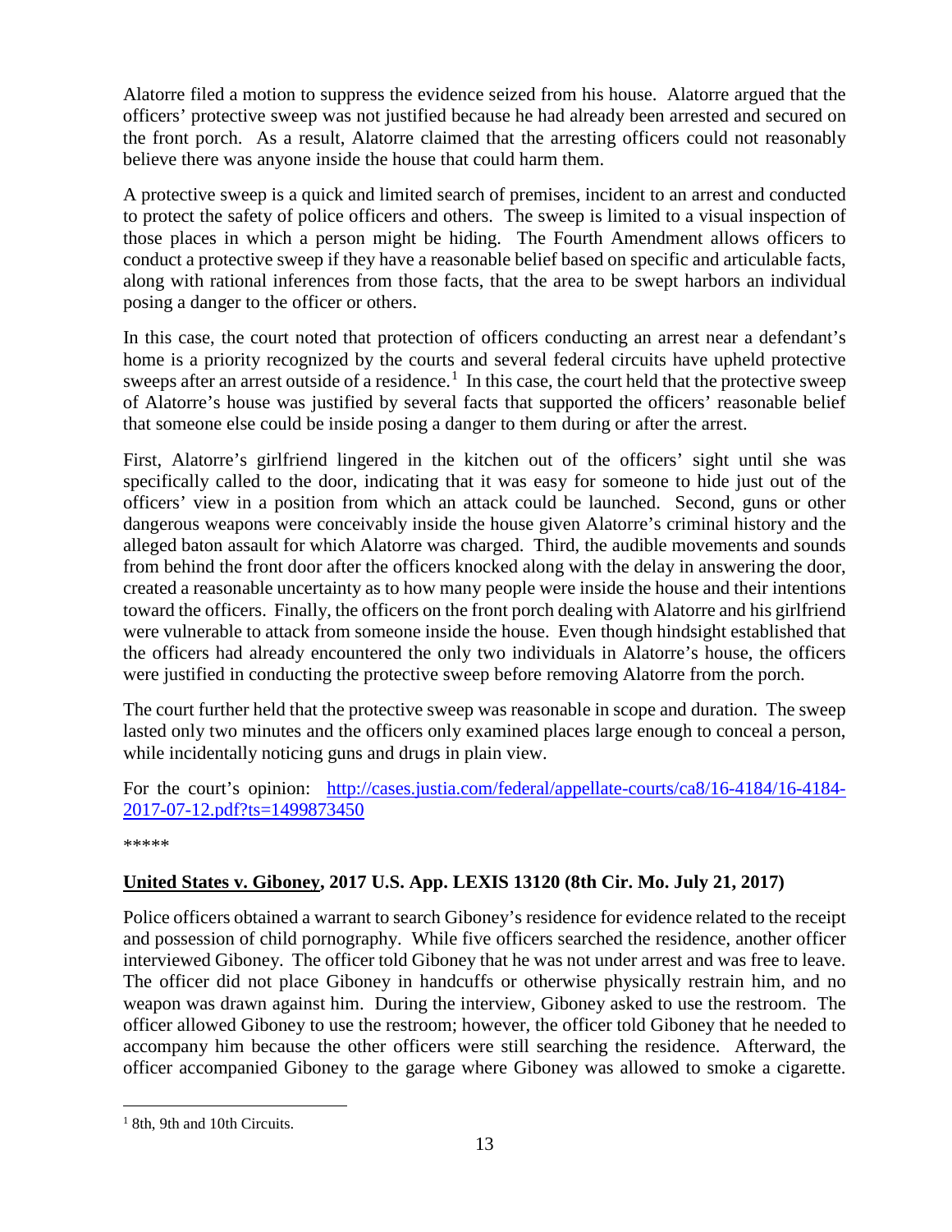Alatorre filed a motion to suppress the evidence seized from his house. Alatorre argued that the officers' protective sweep was not justified because he had already been arrested and secured on the front porch. As a result, Alatorre claimed that the arresting officers could not reasonably believe there was anyone inside the house that could harm them.

A protective sweep is a quick and limited search of premises, incident to an arrest and conducted to protect the safety of police officers and others. The sweep is limited to a visual inspection of those places in which a person might be hiding. The Fourth Amendment allows officers to conduct a protective sweep if they have a reasonable belief based on specific and articulable facts, along with rational inferences from those facts, that the area to be swept harbors an individual posing a danger to the officer or others.

In this case, the court noted that protection of officers conducting an arrest near a defendant's home is a priority recognized by the courts and several federal circuits have upheld protective sweeps after an arrest outside of a residence.[1] In this case, the court held that the protective sweep of Alatorre's house was justified by several facts that supported the officers' reasonable belief that someone else could be inside posing a danger to them during or after the arrest.

First, Alatorre's girlfriend lingered in the kitchen out of the officers' sight until she was specifically called to the door, indicating that it was easy for someone to hide just out of the officers' view in a position from which an attack could be launched. Second, guns or other dangerous weapons were conceivably inside the house given Alatorre's criminal history and the alleged baton assault for which Alatorre was charged. Third, the audible movements and sounds from behind the front door after the officers knocked along with the delay in answering the door, created a reasonable uncertainty as to how many people were inside the house and their intentions toward the officers. Finally, the officers on the front porch dealing with Alatorre and his girlfriend were vulnerable to attack from someone inside the house. Even though hindsight established that the officers had already encountered the only two individuals in Alatorre's house, the officers were justified in conducting the protective sweep before removing Alatorre from the porch.

The court further held that the protective sweep was reasonable in scope and duration. The sweep lasted only two minutes and the officers only examined places large enough to conceal a person, while incidentally noticing guns and drugs in plain view.

For the court's opinion: [http://cases.justia.com/federal/appellate-courts/ca8/16-4184/16-4184-2017-07-12.pdf?ts=1499873450](http://cases.justia.com/federal/appellate-courts/ca8/16-4184/16-4184-2017-07-12.pdf?ts=1499873450)

*****

### **United States v. Giboney, 2017 U.S. App. LEXIS 13120 (8th Cir. Mo. July 21, 2017)**

Police officers obtained a warrant to search Giboney's residence for evidence related to the receipt and possession of child pornography. While five officers searched the residence, another officer interviewed Giboney. The officer told Giboney that he was not under arrest and was free to leave. The officer did not place Giboney in handcuffs or otherwise physically restrain him, and no weapon was drawn against him. During the interview, Giboney asked to use the restroom. The officer allowed Giboney to use the restroom; however, the officer told Giboney that he needed to accompany him because the other officers were still searching the residence. Afterward, the officer accompanied Giboney to the garage where Giboney was allowed to smoke a cigarette.

---

[1] 8th, 9th and 10th Circuits.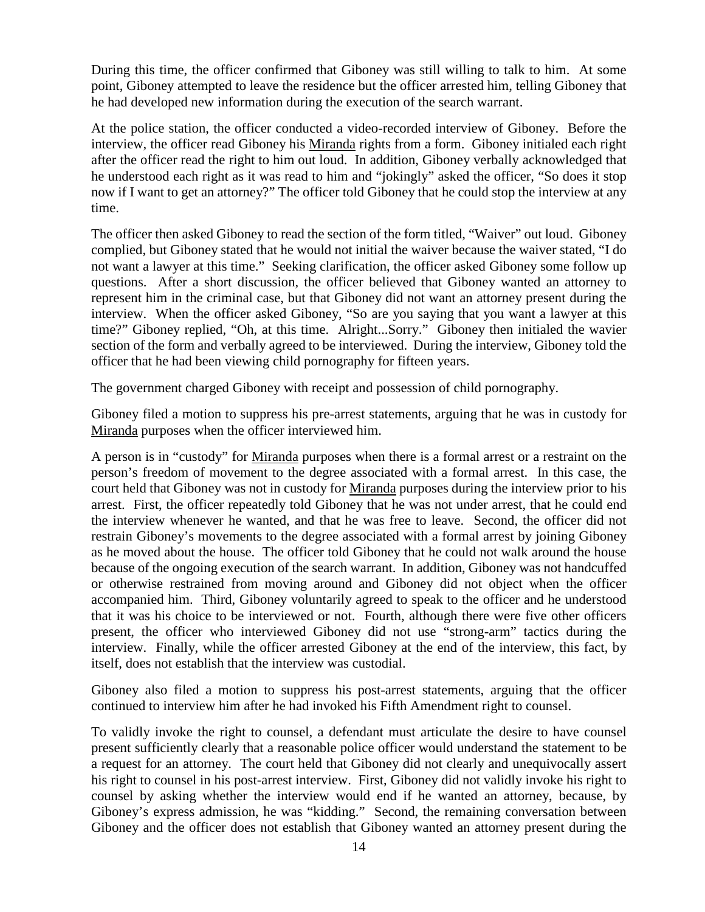During this time, the officer confirmed that Giboney was still willing to talk to him. At some point, Giboney attempted to leave the residence but the officer arrested him, telling Giboney that he had developed new information during the execution of the search warrant.

At the police station, the officer conducted a video-recorded interview of Giboney. Before the interview, the officer read Giboney his Miranda rights from a form. Giboney initialed each right after the officer read the right to him out loud. In addition, Giboney verbally acknowledged that he understood each right as it was read to him and "jokingly" asked the officer, "So does it stop now if I want to get an attorney?" The officer told Giboney that he could stop the interview at any time.

The officer then asked Giboney to read the section of the form titled, "Waiver" out loud. Giboney complied, but Giboney stated that he would not initial the waiver because the waiver stated, "I do not want a lawyer at this time." Seeking clarification, the officer asked Giboney some follow up questions. After a short discussion, the officer believed that Giboney wanted an attorney to represent him in the criminal case, but that Giboney did not want an attorney present during the interview. When the officer asked Giboney, "So are you saying that you want a lawyer at this time?" Giboney replied, "Oh, at this time. Alright...Sorry." Giboney then initialed the wavier section of the form and verbally agreed to be interviewed. During the interview, Giboney told the officer that he had been viewing child pornography for fifteen years.

The government charged Giboney with receipt and possession of child pornography.

Giboney filed a motion to suppress his pre-arrest statements, arguing that he was in custody for Miranda purposes when the officer interviewed him.

A person is in "custody" for Miranda purposes when there is a formal arrest or a restraint on the person's freedom of movement to the degree associated with a formal arrest. In this case, the court held that Giboney was not in custody for Miranda purposes during the interview prior to his arrest. First, the officer repeatedly told Giboney that he was not under arrest, that he could end the interview whenever he wanted, and that he was free to leave. Second, the officer did not restrain Giboney's movements to the degree associated with a formal arrest by joining Giboney as he moved about the house. The officer told Giboney that he could not walk around the house because of the ongoing execution of the search warrant. In addition, Giboney was not handcuffed or otherwise restrained from moving around and Giboney did not object when the officer accompanied him. Third, Giboney voluntarily agreed to speak to the officer and he understood that it was his choice to be interviewed or not. Fourth, although there were five other officers present, the officer who interviewed Giboney did not use "strong-arm" tactics during the interview. Finally, while the officer arrested Giboney at the end of the interview, this fact, by itself, does not establish that the interview was custodial.

Giboney also filed a motion to suppress his post-arrest statements, arguing that the officer continued to interview him after he had invoked his Fifth Amendment right to counsel.

To validly invoke the right to counsel, a defendant must articulate the desire to have counsel present sufficiently clearly that a reasonable police officer would understand the statement to be a request for an attorney. The court held that Giboney did not clearly and unequivocally assert his right to counsel in his post-arrest interview. First, Giboney did not validly invoke his right to counsel by asking whether the interview would end if he wanted an attorney, because, by Giboney's express admission, he was "kidding." Second, the remaining conversation between Giboney and the officer does not establish that Giboney wanted an attorney present during the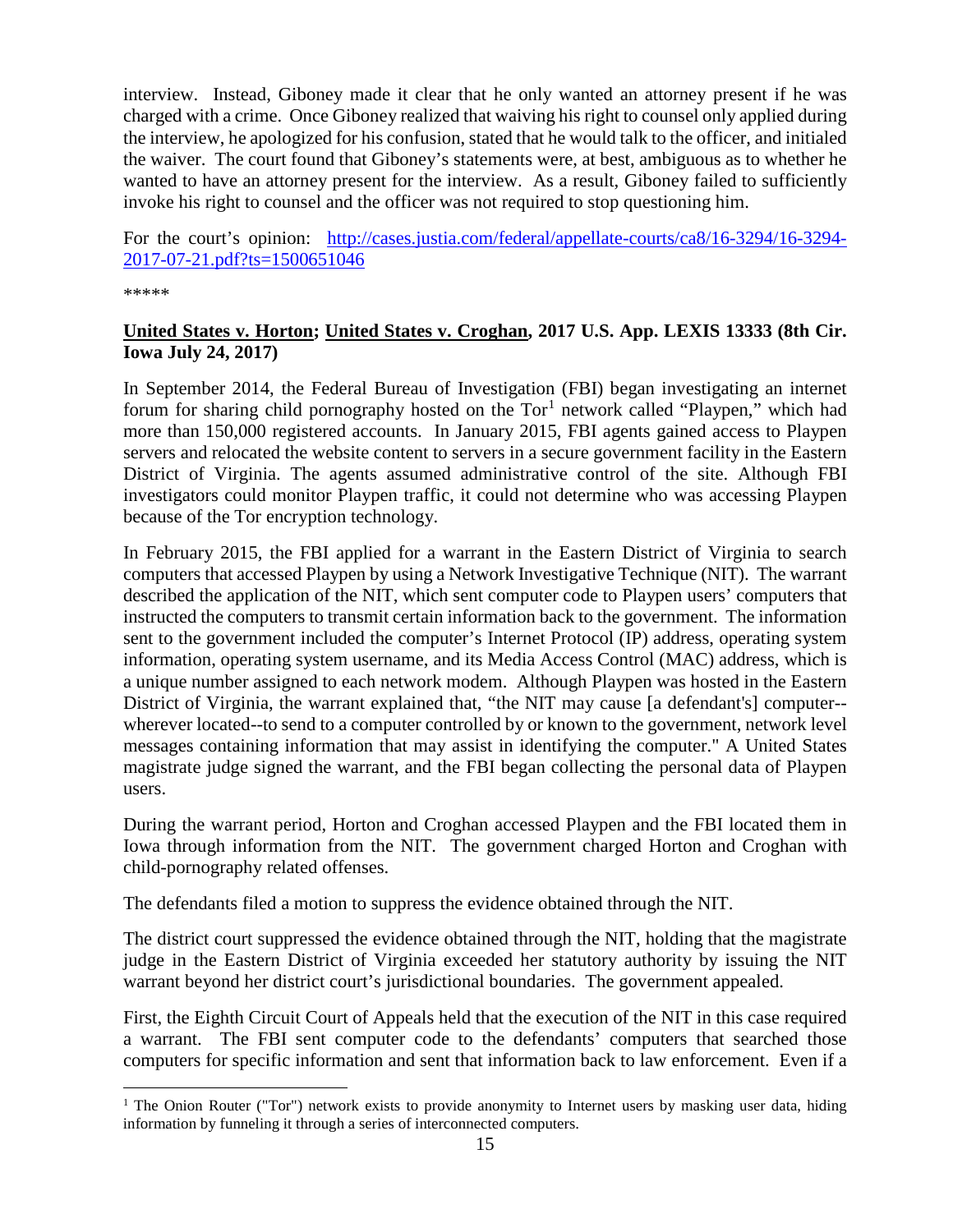interview. Instead, Giboney made it clear that he only wanted an attorney present if he was charged with a crime. Once Giboney realized that waiving his right to counsel only applied during the interview, he apologized for his confusion, stated that he would talk to the officer, and initialed the waiver. The court found that Giboney's statements were, at best, ambiguous as to whether he wanted to have an attorney present for the interview. As a result, Giboney failed to sufficiently invoke his right to counsel and the officer was not required to stop questioning him.

For the court's opinion: [http://cases.justia.com/federal/appellate-courts/ca8/16-3294/16-3294-2017-07-21.pdf?ts=1500651046](http://cases.justia.com/federal/appellate-courts/ca8/16-3294/16-3294-2017-07-21.pdf?ts=1500651046)

*****

**United States v. Horton; United States v. Croghan, 2017 U.S. App. LEXIS 13333 (8th Cir. Iowa July 24, 2017)**

In September 2014, the Federal Bureau of Investigation (FBI) began investigating an internet forum for sharing child pornography hosted on the Tor[1] network called "Playpen," which had more than 150,000 registered accounts. In January 2015, FBI agents gained access to Playpen servers and relocated the website content to servers in a secure government facility in the Eastern District of Virginia. The agents assumed administrative control of the site. Although FBI investigators could monitor Playpen traffic, it could not determine who was accessing Playpen because of the Tor encryption technology.

In February 2015, the FBI applied for a warrant in the Eastern District of Virginia to search computers that accessed Playpen by using a Network Investigative Technique (NIT). The warrant described the application of the NIT, which sent computer code to Playpen users' computers that instructed the computers to transmit certain information back to the government. The information sent to the government included the computer's Internet Protocol (IP) address, operating system information, operating system username, and its Media Access Control (MAC) address, which is a unique number assigned to each network modem. Although Playpen was hosted in the Eastern District of Virginia, the warrant explained that, "the NIT may cause [a defendant's] computer--wherever located--to send to a computer controlled by or known to the government, network level messages containing information that may assist in identifying the computer." A United States magistrate judge signed the warrant, and the FBI began collecting the personal data of Playpen users.

During the warrant period, Horton and Croghan accessed Playpen and the FBI located them in Iowa through information from the NIT. The government charged Horton and Croghan with child-pornography related offenses.

The defendants filed a motion to suppress the evidence obtained through the NIT.

The district court suppressed the evidence obtained through the NIT, holding that the magistrate judge in the Eastern District of Virginia exceeded her statutory authority by issuing the NIT warrant beyond her district court's jurisdictional boundaries. The government appealed.

First, the Eighth Circuit Court of Appeals held that the execution of the NIT in this case required a warrant. The FBI sent computer code to the defendants' computers that searched those computers for specific information and sent that information back to law enforcement. Even if a

[1] The Onion Router ("Tor") network exists to provide anonymity to Internet users by masking user data, hiding information by funneling it through a series of interconnected computers.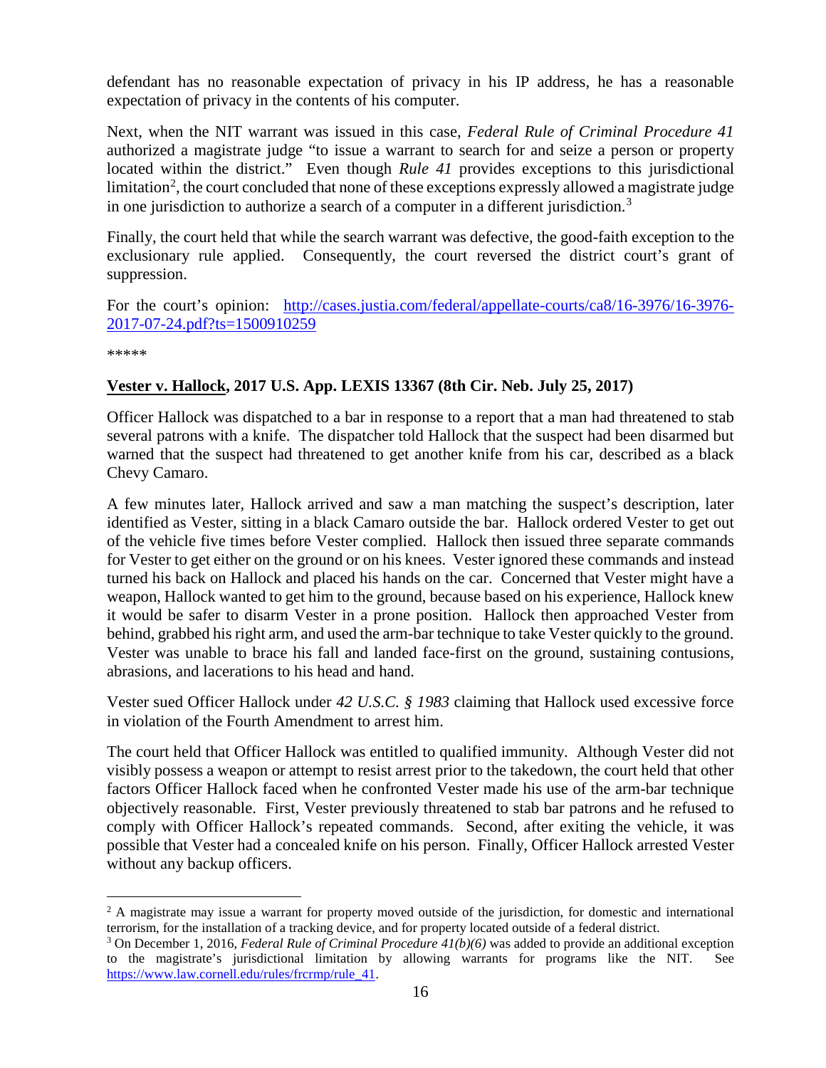defendant has no reasonable expectation of privacy in his IP address, he has a reasonable expectation of privacy in the contents of his computer.

Next, when the NIT warrant was issued in this case, *Federal Rule of Criminal Procedure 41* authorized a magistrate judge "to issue a warrant to search for and seize a person or property located within the district." Even though *Rule 41* provides exceptions to this jurisdictional limitation[2], the court concluded that none of these exceptions expressly allowed a magistrate judge in one jurisdiction to authorize a search of a computer in a different jurisdiction.[3]

Finally, the court held that while the search warrant was defective, the good-faith exception to the exclusionary rule applied. Consequently, the court reversed the district court's grant of suppression.

For the court's opinion: [http://cases.justia.com/federal/appellate-courts/ca8/16-3976/16-3976-2017-07-24.pdf?ts=1500910259](http://cases.justia.com/federal/appellate-courts/ca8/16-3976/16-3976-2017-07-24.pdf?ts=1500910259)

*****

**Vester v. Hallock, 2017 U.S. App. LEXIS 13367 (8th Cir. Neb. July 25, 2017)**

Officer Hallock was dispatched to a bar in response to a report that a man had threatened to stab several patrons with a knife. The dispatcher told Hallock that the suspect had been disarmed but warned that the suspect had threatened to get another knife from his car, described as a black Chevy Camaro.

A few minutes later, Hallock arrived and saw a man matching the suspect's description, later identified as Vester, sitting in a black Camaro outside the bar. Hallock ordered Vester to get out of the vehicle five times before Vester complied. Hallock then issued three separate commands for Vester to get either on the ground or on his knees. Vester ignored these commands and instead turned his back on Hallock and placed his hands on the car. Concerned that Vester might have a weapon, Hallock wanted to get him to the ground, because based on his experience, Hallock knew it would be safer to disarm Vester in a prone position. Hallock then approached Vester from behind, grabbed his right arm, and used the arm-bar technique to take Vester quickly to the ground. Vester was unable to brace his fall and landed face-first on the ground, sustaining contusions, abrasions, and lacerations to his head and hand.

Vester sued Officer Hallock under *42 U.S.C. § 1983* claiming that Hallock used excessive force in violation of the Fourth Amendment to arrest him.

The court held that Officer Hallock was entitled to qualified immunity. Although Vester did not visibly possess a weapon or attempt to resist arrest prior to the takedown, the court held that other factors Officer Hallock faced when he confronted Vester made his use of the arm-bar technique objectively reasonable. First, Vester previously threatened to stab bar patrons and he refused to comply with Officer Hallock's repeated commands. Second, after exiting the vehicle, it was possible that Vester had a concealed knife on his person. Finally, Officer Hallock arrested Vester without any backup officers.

---

[2] A magistrate may issue a warrant for property moved outside of the jurisdiction, for domestic and international terrorism, for the installation of a tracking device, and for property located outside of a federal district.

[3] On December 1, 2016, *Federal Rule of Criminal Procedure 41(b)(6)* was added to provide an additional exception to the magistrate's jurisdictional limitation by allowing warrants for programs like the NIT. See [https://www.law.cornell.edu/rules/frcrmp/rule_41](https://www.law.cornell.edu/rules/frcrmp/rule_41).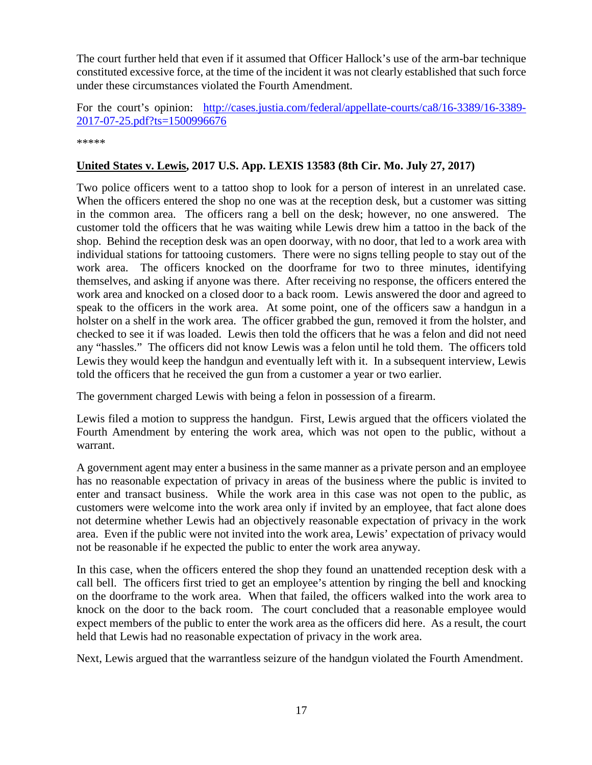The court further held that even if it assumed that Officer Hallock's use of the arm-bar technique constituted excessive force, at the time of the incident it was not clearly established that such force under these circumstances violated the Fourth Amendment.

For the court's opinion: [http://cases.justia.com/federal/appellate-courts/ca8/16-3389/16-3389-2017-07-25.pdf?ts=1500996676](http://cases.justia.com/federal/appellate-courts/ca8/16-3389/16-3389-2017-07-25.pdf?ts=1500996676)

*****

**United States v. Lewis, 2017 U.S. App. LEXIS 13583 (8th Cir. Mo. July 27, 2017)**

Two police officers went to a tattoo shop to look for a person of interest in an unrelated case. When the officers entered the shop no one was at the reception desk, but a customer was sitting in the common area. The officers rang a bell on the desk; however, no one answered. The customer told the officers that he was waiting while Lewis drew him a tattoo in the back of the shop. Behind the reception desk was an open doorway, with no door, that led to a work area with individual stations for tattooing customers. There were no signs telling people to stay out of the work area. The officers knocked on the doorframe for two to three minutes, identifying themselves, and asking if anyone was there. After receiving no response, the officers entered the work area and knocked on a closed door to a back room. Lewis answered the door and agreed to speak to the officers in the work area. At some point, one of the officers saw a handgun in a holster on a shelf in the work area. The officer grabbed the gun, removed it from the holster, and checked to see it if was loaded. Lewis then told the officers that he was a felon and did not need any "hassles." The officers did not know Lewis was a felon until he told them. The officers told Lewis they would keep the handgun and eventually left with it. In a subsequent interview, Lewis told the officers that he received the gun from a customer a year or two earlier.

The government charged Lewis with being a felon in possession of a firearm.

Lewis filed a motion to suppress the handgun. First, Lewis argued that the officers violated the Fourth Amendment by entering the work area, which was not open to the public, without a warrant.

A government agent may enter a business in the same manner as a private person and an employee has no reasonable expectation of privacy in areas of the business where the public is invited to enter and transact business. While the work area in this case was not open to the public, as customers were welcome into the work area only if invited by an employee, that fact alone does not determine whether Lewis had an objectively reasonable expectation of privacy in the work area. Even if the public were not invited into the work area, Lewis' expectation of privacy would not be reasonable if he expected the public to enter the work area anyway.

In this case, when the officers entered the shop they found an unattended reception desk with a call bell. The officers first tried to get an employee's attention by ringing the bell and knocking on the doorframe to the work area. When that failed, the officers walked into the work area to knock on the door to the back room. The court concluded that a reasonable employee would expect members of the public to enter the work area as the officers did here. As a result, the court held that Lewis had no reasonable expectation of privacy in the work area.

Next, Lewis argued that the warrantless seizure of the handgun violated the Fourth Amendment.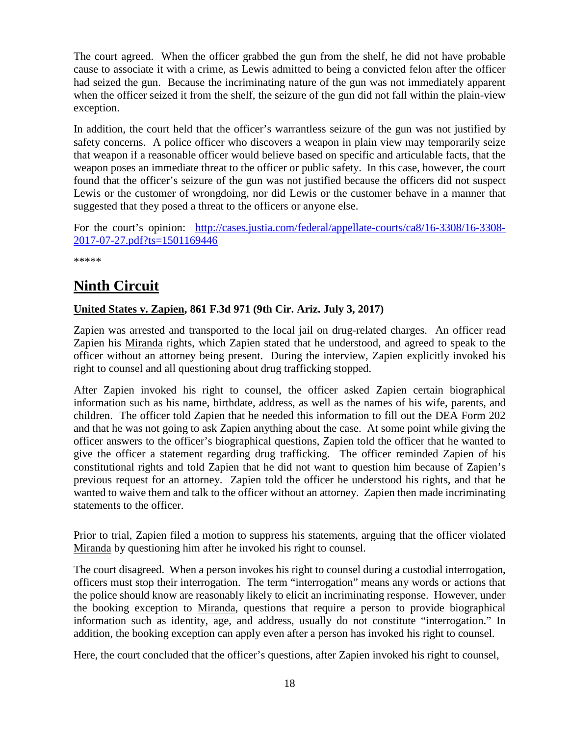The court agreed. When the officer grabbed the gun from the shelf, he did not have probable cause to associate it with a crime, as Lewis admitted to being a convicted felon after the officer had seized the gun. Because the incriminating nature of the gun was not immediately apparent when the officer seized it from the shelf, the seizure of the gun did not fall within the plain-view exception.

In addition, the court held that the officer's warrantless seizure of the gun was not justified by safety concerns. A police officer who discovers a weapon in plain view may temporarily seize that weapon if a reasonable officer would believe based on specific and articulable facts, that the weapon poses an immediate threat to the officer or public safety. In this case, however, the court found that the officer's seizure of the gun was not justified because the officers did not suspect Lewis or the customer of wrongdoing, nor did Lewis or the customer behave in a manner that suggested that they posed a threat to the officers or anyone else.

For the court's opinion: [http://cases.justia.com/federal/appellate-courts/ca8/16-3308/16-3308-2017-07-27.pdf?ts=1501169446](http://cases.justia.com/federal/appellate-courts/ca8/16-3308/16-3308-2017-07-27.pdf?ts=1501169446)

*****

## Ninth Circuit

### United States v. Zapien, 861 F.3d 971 (9th Cir. Ariz. July 3, 2017)

Zapien was arrested and transported to the local jail on drug-related charges. An officer read Zapien his Miranda rights, which Zapien stated that he understood, and agreed to speak to the officer without an attorney being present. During the interview, Zapien explicitly invoked his right to counsel and all questioning about drug trafficking stopped.

After Zapien invoked his right to counsel, the officer asked Zapien certain biographical information such as his name, birthdate, address, as well as the names of his wife, parents, and children. The officer told Zapien that he needed this information to fill out the DEA Form 202 and that he was not going to ask Zapien anything about the case. At some point while giving the officer answers to the officer's biographical questions, Zapien told the officer that he wanted to give the officer a statement regarding drug trafficking. The officer reminded Zapien of his constitutional rights and told Zapien that he did not want to question him because of Zapien's previous request for an attorney. Zapien told the officer he understood his rights, and that he wanted to waive them and talk to the officer without an attorney. Zapien then made incriminating statements to the officer.

Prior to trial, Zapien filed a motion to suppress his statements, arguing that the officer violated Miranda by questioning him after he invoked his right to counsel.

The court disagreed. When a person invokes his right to counsel during a custodial interrogation, officers must stop their interrogation. The term "interrogation" means any words or actions that the police should know are reasonably likely to elicit an incriminating response. However, under the booking exception to Miranda, questions that require a person to provide biographical information such as identity, age, and address, usually do not constitute "interrogation." In addition, the booking exception can apply even after a person has invoked his right to counsel.

Here, the court concluded that the officer's questions, after Zapien invoked his right to counsel,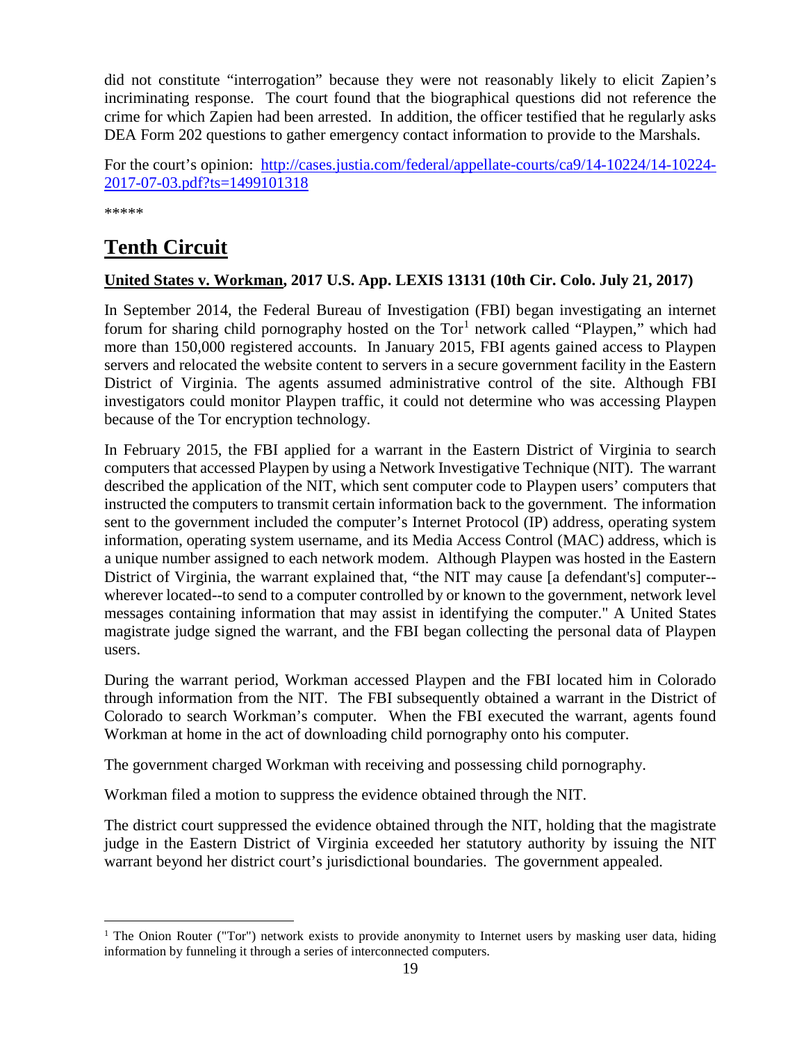did not constitute "interrogation" because they were not reasonably likely to elicit Zapien's incriminating response. The court found that the biographical questions did not reference the crime for which Zapien had been arrested. In addition, the officer testified that he regularly asks DEA Form 202 questions to gather emergency contact information to provide to the Marshals.

For the court's opinion: [http://cases.justia.com/federal/appellate-courts/ca9/14-10224/14-10224-2017-07-03.pdf?ts=1499101318](http://cases.justia.com/federal/appellate-courts/ca9/14-10224/14-10224-2017-07-03.pdf?ts=1499101318)

*****

# Tenth Circuit

**United States v. Workman, 2017 U.S. App. LEXIS 13131 (10th Cir. Colo. July 21, 2017)**

In September 2014, the Federal Bureau of Investigation (FBI) began investigating an internet forum for sharing child pornography hosted on the Tor[1] network called "Playpen," which had more than 150,000 registered accounts. In January 2015, FBI agents gained access to Playpen servers and relocated the website content to servers in a secure government facility in the Eastern District of Virginia. The agents assumed administrative control of the site. Although FBI investigators could monitor Playpen traffic, it could not determine who was accessing Playpen because of the Tor encryption technology.

In February 2015, the FBI applied for a warrant in the Eastern District of Virginia to search computers that accessed Playpen by using a Network Investigative Technique (NIT). The warrant described the application of the NIT, which sent computer code to Playpen users' computers that instructed the computers to transmit certain information back to the government. The information sent to the government included the computer's Internet Protocol (IP) address, operating system information, operating system username, and its Media Access Control (MAC) address, which is a unique number assigned to each network modem. Although Playpen was hosted in the Eastern District of Virginia, the warrant explained that, "the NIT may cause [a defendant's] computer--wherever located--to send to a computer controlled by or known to the government, network level messages containing information that may assist in identifying the computer." A United States magistrate judge signed the warrant, and the FBI began collecting the personal data of Playpen users.

During the warrant period, Workman accessed Playpen and the FBI located him in Colorado through information from the NIT. The FBI subsequently obtained a warrant in the District of Colorado to search Workman's computer. When the FBI executed the warrant, agents found Workman at home in the act of downloading child pornography onto his computer.

The government charged Workman with receiving and possessing child pornography.

Workman filed a motion to suppress the evidence obtained through the NIT.

The district court suppressed the evidence obtained through the NIT, holding that the magistrate judge in the Eastern District of Virginia exceeded her statutory authority by issuing the NIT warrant beyond her district court's jurisdictional boundaries. The government appealed.

---

[1] The Onion Router ("Tor") network exists to provide anonymity to Internet users by masking user data, hiding information by funneling it through a series of interconnected computers.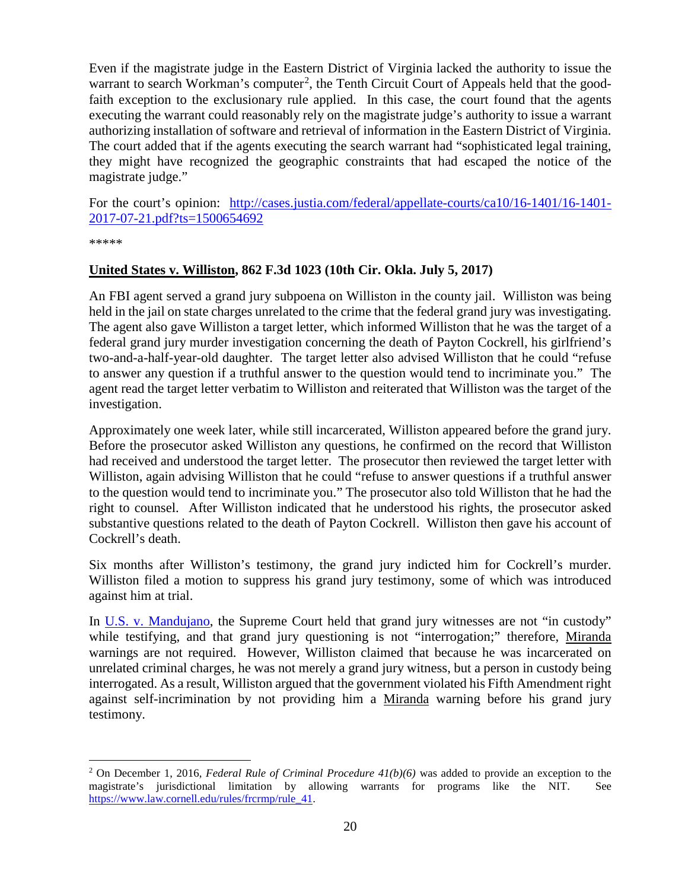Even if the magistrate judge in the Eastern District of Virginia lacked the authority to issue the warrant to search Workman's computer[2], the Tenth Circuit Court of Appeals held that the good-faith exception to the exclusionary rule applied. In this case, the court found that the agents executing the warrant could reasonably rely on the magistrate judge's authority to issue a warrant authorizing installation of software and retrieval of information in the Eastern District of Virginia. The court added that if the agents executing the search warrant had "sophisticated legal training, they might have recognized the geographic constraints that had escaped the notice of the magistrate judge."

For the court's opinion: [http://cases.justia.com/federal/appellate-courts/ca10/16-1401/16-1401-2017-07-21.pdf?ts=1500654692](http://cases.justia.com/federal/appellate-courts/ca10/16-1401/16-1401-2017-07-21.pdf?ts=1500654692)

*****

**<u>United States v. Williston</u>, 862 F.3d 1023 (10th Cir. Okla. July 5, 2017)**

An FBI agent served a grand jury subpoena on Williston in the county jail. Williston was being held in the jail on state charges unrelated to the crime that the federal grand jury was investigating. The agent also gave Williston a target letter, which informed Williston that he was the target of a federal grand jury murder investigation concerning the death of Payton Cockrell, his girlfriend's two-and-a-half-year-old daughter. The target letter also advised Williston that he could "refuse to answer any question if a truthful answer to the question would tend to incriminate you." The agent read the target letter verbatim to Williston and reiterated that Williston was the target of the investigation.

Approximately one week later, while still incarcerated, Williston appeared before the grand jury. Before the prosecutor asked Williston any questions, he confirmed on the record that Williston had received and understood the target letter. The prosecutor then reviewed the target letter with Williston, again advising Williston that he could "refuse to answer questions if a truthful answer to the question would tend to incriminate you." The prosecutor also told Williston that he had the right to counsel. After Williston indicated that he understood his rights, the prosecutor asked substantive questions related to the death of Payton Cockrell. Williston then gave his account of Cockrell's death.

Six months after Williston's testimony, the grand jury indicted him for Cockrell's murder. Williston filed a motion to suppress his grand jury testimony, some of which was introduced against him at trial.

In U.S. v. Mandujano, the Supreme Court held that grand jury witnesses are not "in custody" while testifying, and that grand jury questioning is not "interrogation;" therefore, <u>Miranda</u> warnings are not required. However, Williston claimed that because he was incarcerated on unrelated criminal charges, he was not merely a grand jury witness, but a person in custody being interrogated. As a result, Williston argued that the government violated his Fifth Amendment right against self-incrimination by not providing him a <u>Miranda</u> warning before his grand jury testimony.

---

[2] On December 1, 2016, *Federal Rule of Criminal Procedure 41(b)(6)* was added to provide an exception to the magistrate's jurisdictional limitation by allowing warrants for programs like the NIT. See [https://www.law.cornell.edu/rules/frcrmp/rule_41](https://www.law.cornell.edu/rules/frcrmp/rule_41).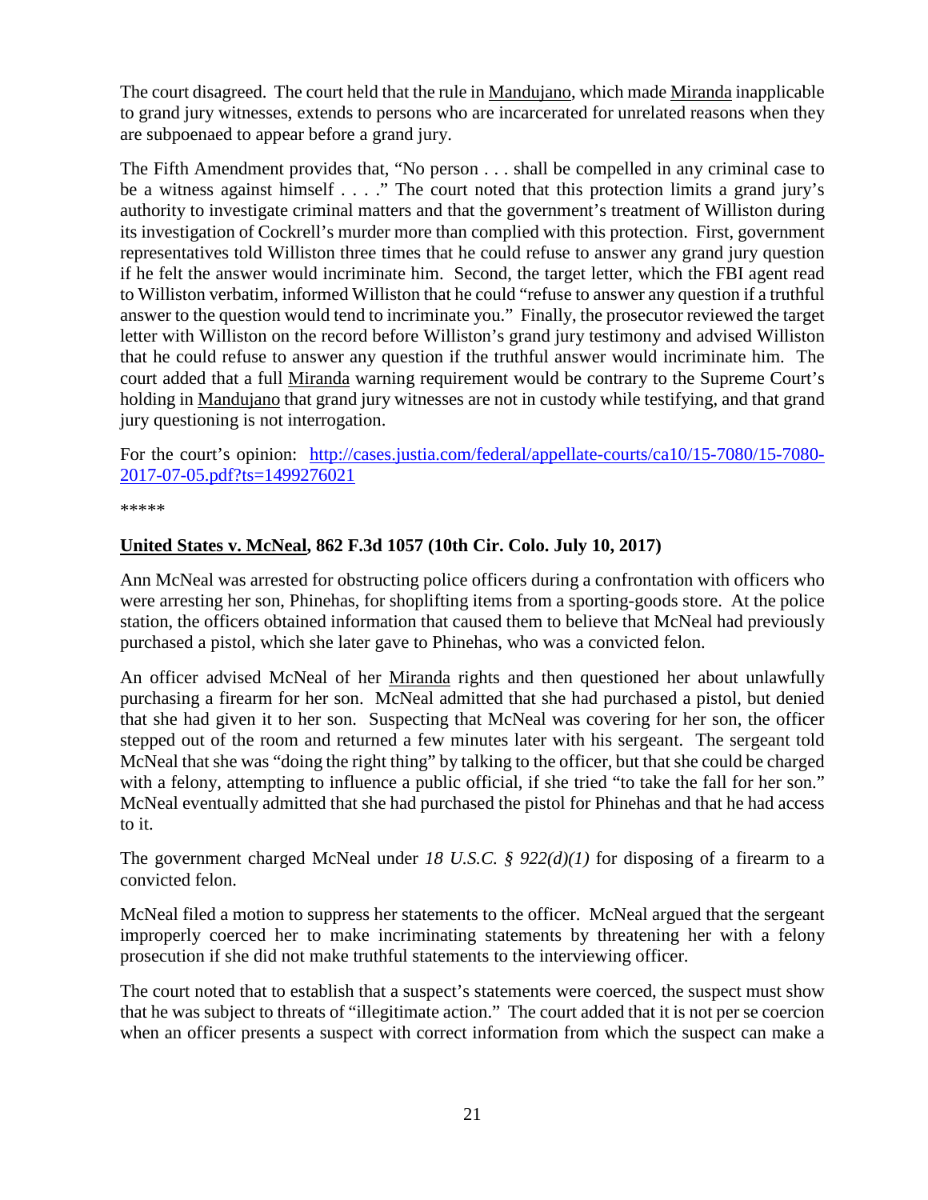The court disagreed. The court held that the rule in Mandujano, which made Miranda inapplicable to grand jury witnesses, extends to persons who are incarcerated for unrelated reasons when they are subpoenaed to appear before a grand jury.

The Fifth Amendment provides that, "No person . . . shall be compelled in any criminal case to be a witness against himself . . . ." The court noted that this protection limits a grand jury's authority to investigate criminal matters and that the government's treatment of Williston during its investigation of Cockrell's murder more than complied with this protection. First, government representatives told Williston three times that he could refuse to answer any grand jury question if he felt the answer would incriminate him. Second, the target letter, which the FBI agent read to Williston verbatim, informed Williston that he could "refuse to answer any question if a truthful answer to the question would tend to incriminate you." Finally, the prosecutor reviewed the target letter with Williston on the record before Williston's grand jury testimony and advised Williston that he could refuse to answer any question if the truthful answer would incriminate him. The court added that a full Miranda warning requirement would be contrary to the Supreme Court's holding in Mandujano that grand jury witnesses are not in custody while testifying, and that grand jury questioning is not interrogation.

For the court's opinion: [http://cases.justia.com/federal/appellate-courts/ca10/15-7080/15-7080-2017-07-05.pdf?ts=1499276021](http://cases.justia.com/federal/appellate-courts/ca10/15-7080/15-7080-2017-07-05.pdf?ts=1499276021)

*****

**United States v. McNeal, 862 F.3d 1057 (10th Cir. Colo. July 10, 2017)**

Ann McNeal was arrested for obstructing police officers during a confrontation with officers who were arresting her son, Phinehas, for shoplifting items from a sporting-goods store. At the police station, the officers obtained information that caused them to believe that McNeal had previously purchased a pistol, which she later gave to Phinehas, who was a convicted felon.

An officer advised McNeal of her Miranda rights and then questioned her about unlawfully purchasing a firearm for her son. McNeal admitted that she had purchased a pistol, but denied that she had given it to her son. Suspecting that McNeal was covering for her son, the officer stepped out of the room and returned a few minutes later with his sergeant. The sergeant told McNeal that she was "doing the right thing" by talking to the officer, but that she could be charged with a felony, attempting to influence a public official, if she tried "to take the fall for her son." McNeal eventually admitted that she had purchased the pistol for Phinehas and that he had access to it.

The government charged McNeal under *18 U.S.C. § 922(d)(1)* for disposing of a firearm to a convicted felon.

McNeal filed a motion to suppress her statements to the officer. McNeal argued that the sergeant improperly coerced her to make incriminating statements by threatening her with a felony prosecution if she did not make truthful statements to the interviewing officer.

The court noted that to establish that a suspect's statements were coerced, the suspect must show that he was subject to threats of "illegitimate action." The court added that it is not per se coercion when an officer presents a suspect with correct information from which the suspect can make a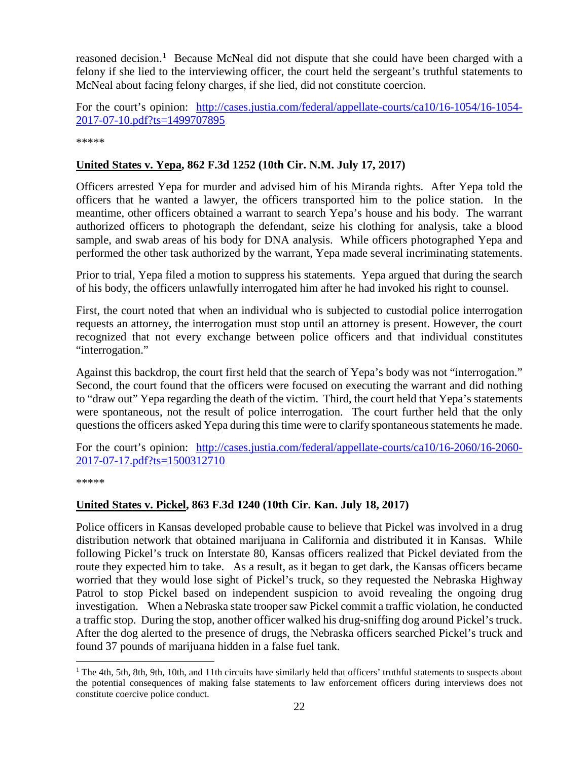reasoned decision.[1] Because McNeal did not dispute that she could have been charged with a felony if she lied to the interviewing officer, the court held the sergeant's truthful statements to McNeal about facing felony charges, if she lied, did not constitute coercion.

For the court's opinion: http://cases.justia.com/federal/appellate-courts/ca10/16-1054/16-1054-2017-07-10.pdf?ts=1499707895

*****

**United States v. Yepa, 862 F.3d 1252 (10th Cir. N.M. July 17, 2017)**

Officers arrested Yepa for murder and advised him of his Miranda rights. After Yepa told the officers that he wanted a lawyer, the officers transported him to the police station. In the meantime, other officers obtained a warrant to search Yepa's house and his body. The warrant authorized officers to photograph the defendant, seize his clothing for analysis, take a blood sample, and swab areas of his body for DNA analysis. While officers photographed Yepa and performed the other task authorized by the warrant, Yepa made several incriminating statements.

Prior to trial, Yepa filed a motion to suppress his statements. Yepa argued that during the search of his body, the officers unlawfully interrogated him after he had invoked his right to counsel.

First, the court noted that when an individual who is subjected to custodial police interrogation requests an attorney, the interrogation must stop until an attorney is present. However, the court recognized that not every exchange between police officers and that individual constitutes "interrogation."

Against this backdrop, the court first held that the search of Yepa's body was not "interrogation." Second, the court found that the officers were focused on executing the warrant and did nothing to "draw out" Yepa regarding the death of the victim. Third, the court held that Yepa's statements were spontaneous, not the result of police interrogation. The court further held that the only questions the officers asked Yepa during this time were to clarify spontaneous statements he made.

For the court's opinion: http://cases.justia.com/federal/appellate-courts/ca10/16-2060/16-2060-2017-07-17.pdf?ts=1500312710

*****

**United States v. Pickel, 863 F.3d 1240 (10th Cir. Kan. July 18, 2017)**

Police officers in Kansas developed probable cause to believe that Pickel was involved in a drug distribution network that obtained marijuana in California and distributed it in Kansas. While following Pickel's truck on Interstate 80, Kansas officers realized that Pickel deviated from the route they expected him to take. As a result, as it began to get dark, the Kansas officers became worried that they would lose sight of Pickel's truck, so they requested the Nebraska Highway Patrol to stop Pickel based on independent suspicion to avoid revealing the ongoing drug investigation. When a Nebraska state trooper saw Pickel commit a traffic violation, he conducted a traffic stop. During the stop, another officer walked his drug-sniffing dog around Pickel's truck. After the dog alerted to the presence of drugs, the Nebraska officers searched Pickel's truck and found 37 pounds of marijuana hidden in a false fuel tank.

---

[1] The 4th, 5th, 8th, 9th, 10th, and 11th circuits have similarly held that officers' truthful statements to suspects about the potential consequences of making false statements to law enforcement officers during interviews does not constitute coercive police conduct.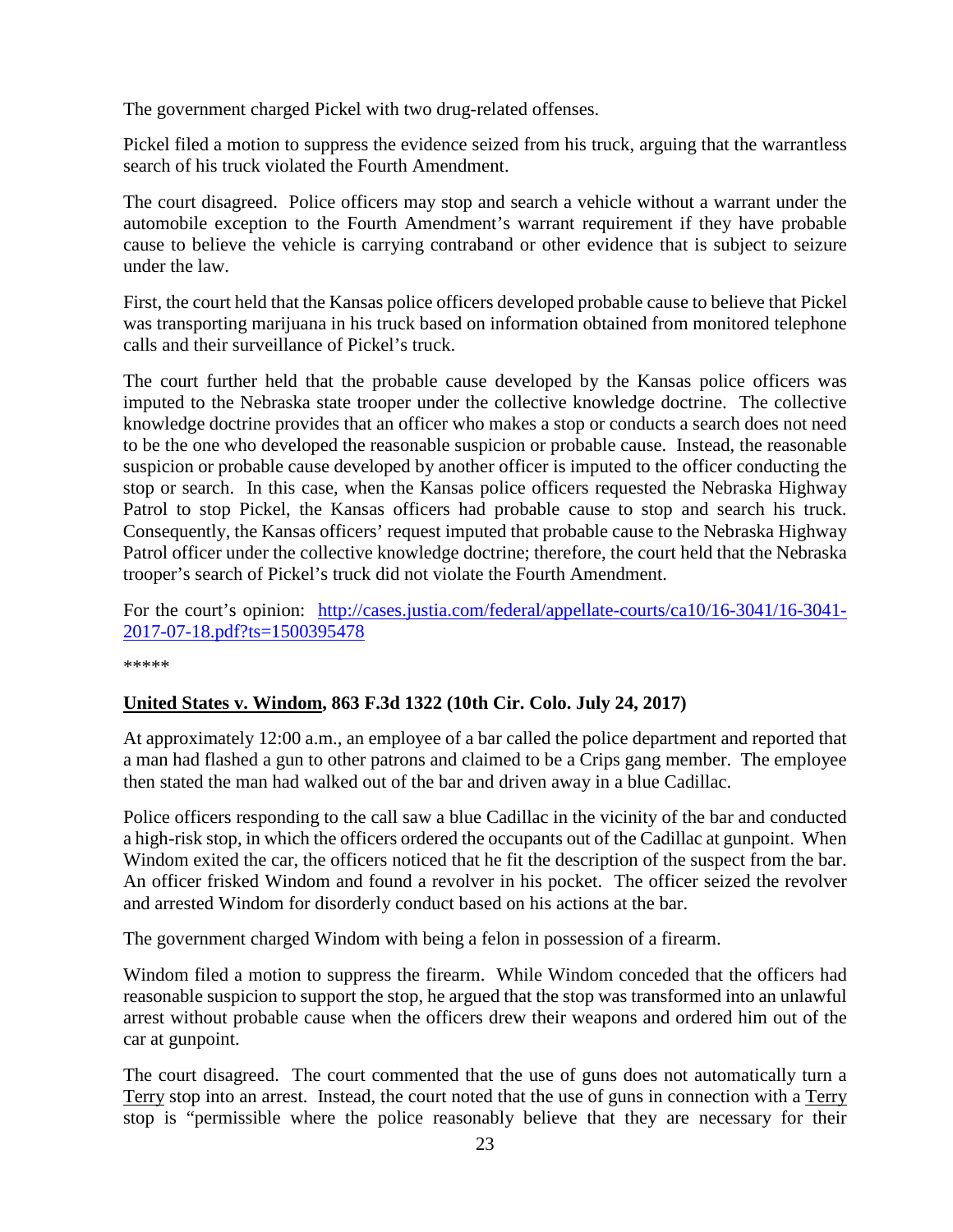The government charged Pickel with two drug-related offenses.

Pickel filed a motion to suppress the evidence seized from his truck, arguing that the warrantless search of his truck violated the Fourth Amendment.

The court disagreed. Police officers may stop and search a vehicle without a warrant under the automobile exception to the Fourth Amendment's warrant requirement if they have probable cause to believe the vehicle is carrying contraband or other evidence that is subject to seizure under the law.

First, the court held that the Kansas police officers developed probable cause to believe that Pickel was transporting marijuana in his truck based on information obtained from monitored telephone calls and their surveillance of Pickel's truck.

The court further held that the probable cause developed by the Kansas police officers was imputed to the Nebraska state trooper under the collective knowledge doctrine. The collective knowledge doctrine provides that an officer who makes a stop or conducts a search does not need to be the one who developed the reasonable suspicion or probable cause. Instead, the reasonable suspicion or probable cause developed by another officer is imputed to the officer conducting the stop or search. In this case, when the Kansas police officers requested the Nebraska Highway Patrol to stop Pickel, the Kansas officers had probable cause to stop and search his truck. Consequently, the Kansas officers' request imputed that probable cause to the Nebraska Highway Patrol officer under the collective knowledge doctrine; therefore, the court held that the Nebraska trooper's search of Pickel's truck did not violate the Fourth Amendment.

For the court's opinion: [http://cases.justia.com/federal/appellate-courts/ca10/16-3041/16-3041-2017-07-18.pdf?ts=1500395478](http://cases.justia.com/federal/appellate-courts/ca10/16-3041/16-3041-2017-07-18.pdf?ts=1500395478)

*****

**United States v. Windom, 863 F.3d 1322 (10th Cir. Colo. July 24, 2017)**

At approximately 12:00 a.m., an employee of a bar called the police department and reported that a man had flashed a gun to other patrons and claimed to be a Crips gang member. The employee then stated the man had walked out of the bar and driven away in a blue Cadillac.

Police officers responding to the call saw a blue Cadillac in the vicinity of the bar and conducted a high-risk stop, in which the officers ordered the occupants out of the Cadillac at gunpoint. When Windom exited the car, the officers noticed that he fit the description of the suspect from the bar. An officer frisked Windom and found a revolver in his pocket. The officer seized the revolver and arrested Windom for disorderly conduct based on his actions at the bar.

The government charged Windom with being a felon in possession of a firearm.

Windom filed a motion to suppress the firearm. While Windom conceded that the officers had reasonable suspicion to support the stop, he argued that the stop was transformed into an unlawful arrest without probable cause when the officers drew their weapons and ordered him out of the car at gunpoint.

The court disagreed. The court commented that the use of guns does not automatically turn a Terry stop into an arrest. Instead, the court noted that the use of guns in connection with a Terry stop is "permissible where the police reasonably believe that they are necessary for their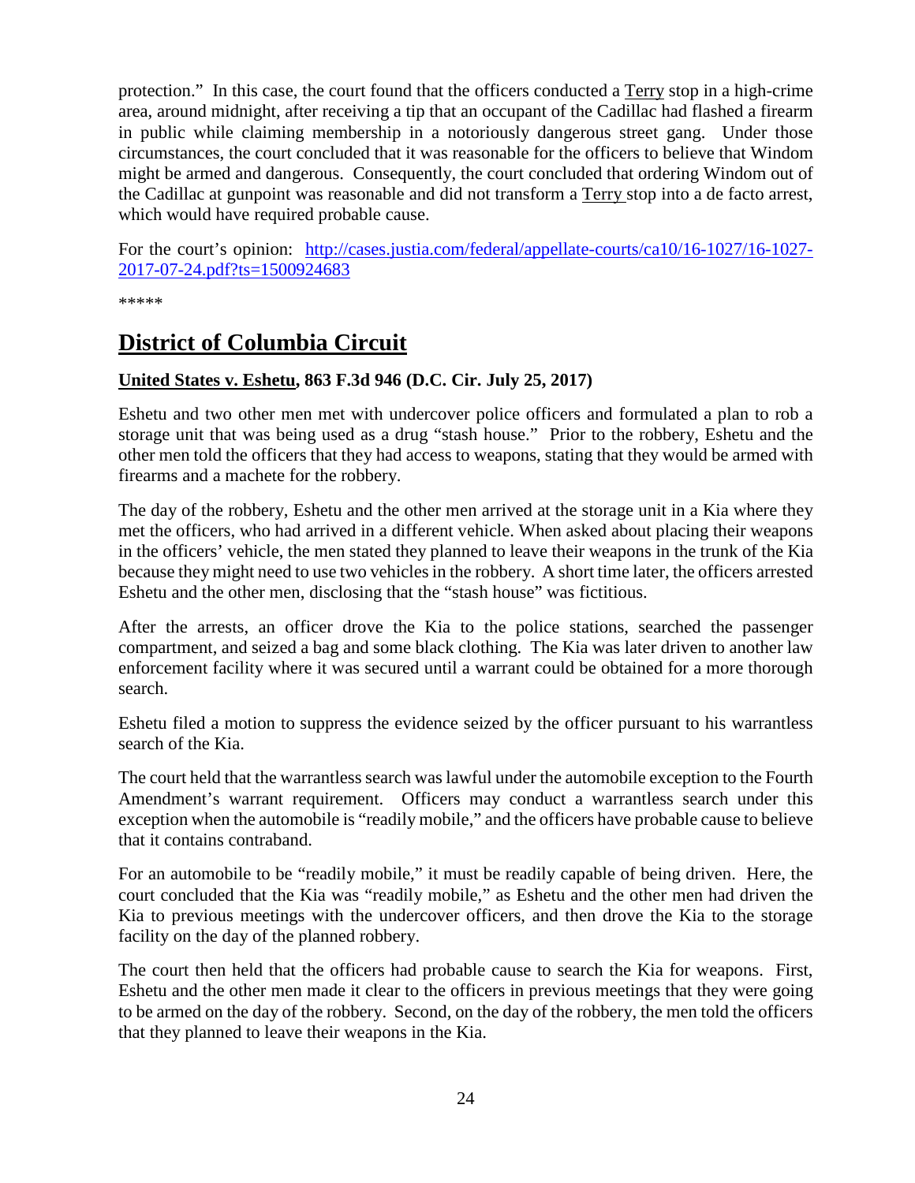protection." In this case, the court found that the officers conducted a Terry stop in a high-crime area, around midnight, after receiving a tip that an occupant of the Cadillac had flashed a firearm in public while claiming membership in a notoriously dangerous street gang. Under those circumstances, the court concluded that it was reasonable for the officers to believe that Windom might be armed and dangerous. Consequently, the court concluded that ordering Windom out of the Cadillac at gunpoint was reasonable and did not transform a Terry stop into a de facto arrest, which would have required probable cause.

For the court's opinion: [http://cases.justia.com/federal/appellate-courts/ca10/16-1027/16-1027-2017-07-24.pdf?ts=1500924683](http://cases.justia.com/federal/appellate-courts/ca10/16-1027/16-1027-2017-07-24.pdf?ts=1500924683)

*****

## District of Columbia Circuit

### United States v. Eshetu, 863 F.3d 946 (D.C. Cir. July 25, 2017)

Eshetu and two other men met with undercover police officers and formulated a plan to rob a storage unit that was being used as a drug "stash house." Prior to the robbery, Eshetu and the other men told the officers that they had access to weapons, stating that they would be armed with firearms and a machete for the robbery.

The day of the robbery, Eshetu and the other men arrived at the storage unit in a Kia where they met the officers, who had arrived in a different vehicle. When asked about placing their weapons in the officers' vehicle, the men stated they planned to leave their weapons in the trunk of the Kia because they might need to use two vehicles in the robbery. A short time later, the officers arrested Eshetu and the other men, disclosing that the "stash house" was fictitious.

After the arrests, an officer drove the Kia to the police stations, searched the passenger compartment, and seized a bag and some black clothing. The Kia was later driven to another law enforcement facility where it was secured until a warrant could be obtained for a more thorough search.

Eshetu filed a motion to suppress the evidence seized by the officer pursuant to his warrantless search of the Kia.

The court held that the warrantless search was lawful under the automobile exception to the Fourth Amendment's warrant requirement. Officers may conduct a warrantless search under this exception when the automobile is "readily mobile," and the officers have probable cause to believe that it contains contraband.

For an automobile to be "readily mobile," it must be readily capable of being driven. Here, the court concluded that the Kia was "readily mobile," as Eshetu and the other men had driven the Kia to previous meetings with the undercover officers, and then drove the Kia to the storage facility on the day of the planned robbery.

The court then held that the officers had probable cause to search the Kia for weapons. First, Eshetu and the other men made it clear to the officers in previous meetings that they were going to be armed on the day of the robbery. Second, on the day of the robbery, the men told the officers that they planned to leave their weapons in the Kia.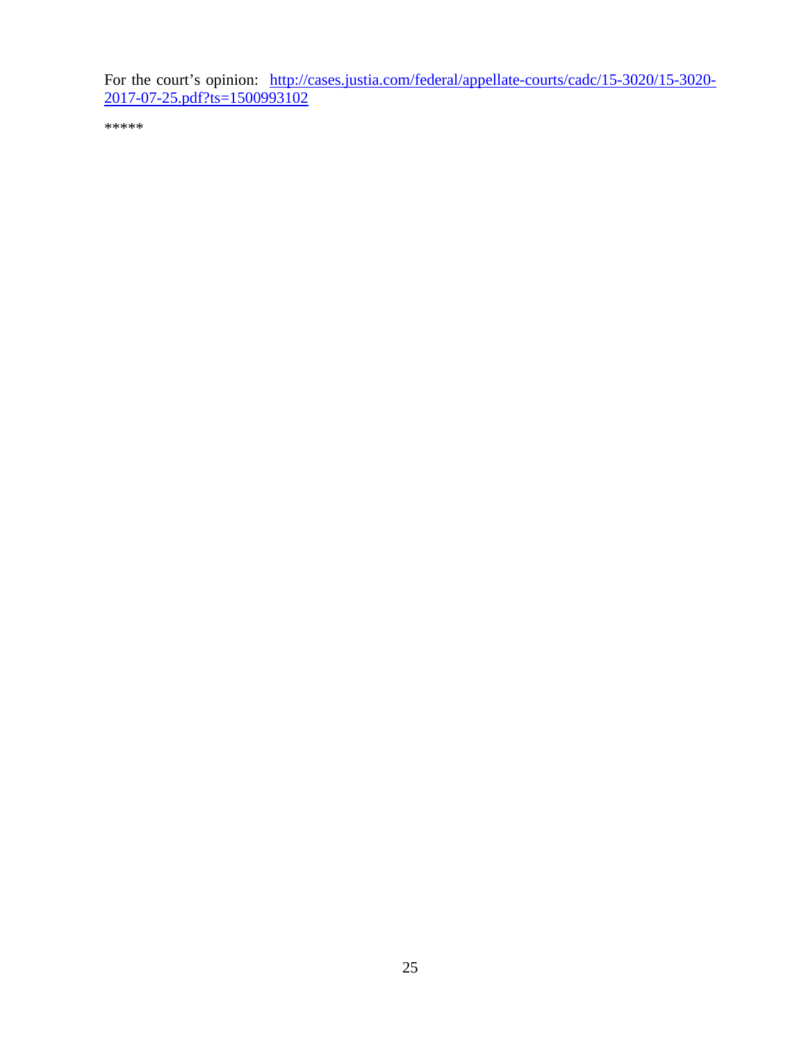For the court's opinion: [http://cases.justia.com/federal/appellate-courts/cadc/15-3020/15-3020-2017-07-25.pdf?ts=1500993102](http://cases.justia.com/federal/appellate-courts/cadc/15-3020/15-3020-2017-07-25.pdf?ts=1500993102)

*****